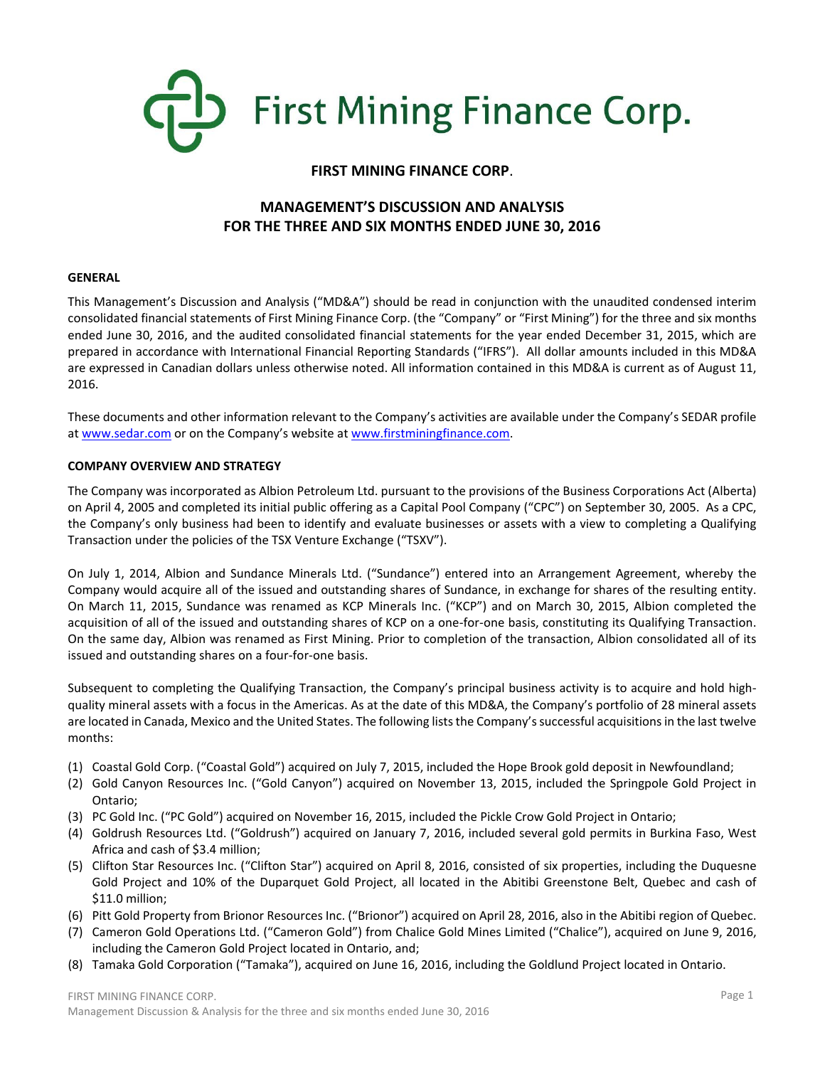# First Mining Finance Corp.

**FIRST MINING FINANCE CORP**.

## MANAGEMENT'S DISCUSSION AND ANALYSIS FOR THE THREE AND SIX MONTHS ENDED JUNE 30, 2016

### GENERAL

This Management's Discussion and Analysis ("MD&A") should be read in conjunction with the unaudited condensed interim consolidated financial statements of First Mining Finance Corp. (the "Company" or "First Mining") for the three and six months ended June 30, 2016, and the audited consolidated financial statements for the year ended December 31, 2015, which are prepared in accordance with International Financial Reporting Standards ("IFRS"). All dollar amounts included in this MD&A are expressed in Canadian dollars unless otherwise noted. All information contained in this MD&A is current as of August 11, 2016.

These documents and other information relevant to the Company's activities are available under the Company's SEDAR profile at www.sedar.com or on the Company's website at www.firstminingfinance.com.

### COMPANY OVERVIEW AND STRATEGY

The Company was incorporated as Albion Petroleum Ltd. pursuant to the provisions of the Business Corporations Act (Alberta) on April 4, 2005 and completed its initial public offering as a Capital Pool Company ("CPC") on September 30, 2005. As a CPC, the Company's only business had been to identify and evaluate businesses or assets with a view to completing a Qualifying Transaction under the policies of the TSX Venture Exchange ("TSXV").

On July 1, 2014, Albion and Sundance Minerals Ltd. ("Sundance") entered into an Arrangement Agreement, whereby the Company would acquire all of the issued and outstanding shares of Sundance, in exchange for shares of the resulting entity. On March 11, 2015, Sundance was renamed as KCP Minerals Inc. ("KCP") and on March 30, 2015, Albion completed the acquisition of all of the issued and outstanding shares of KCP on a one-for-one basis, constituting its Qualifying Transaction. On the same day, Albion was renamed as First Mining. Prior to completion of the transaction, Albion consolidated all of its issued and outstanding shares on a four-for-one basis.

Subsequent to completing the Qualifying Transaction, the Company's principal business activity is to acquire and hold high-quality mineral assets with a focus in the Americas. As at the date of this MD&A, the Company's portfolio of 28 mineral assets are located in Canada, Mexico and the United States. The following lists the Company's successful acquisitions in the last twelve months:

1. Coastal Gold Corp. ("Coastal Gold") acquired on July 7, 2015, included the Hope Brook gold deposit in Newfoundland;
2. Gold Canyon Resources Inc. ("Gold Canyon") acquired on November 13, 2015, included the Springpole Gold Project in Ontario;
3. PC Gold Inc. ("PC Gold") acquired on November 16, 2015, included the Pickle Crow Gold Project in Ontario;
4. Goldrush Resources Ltd. ("Goldrush") acquired on January 7, 2016, included several gold permits in Burkina Faso, West Africa and cash of $3.4 million;
5. Clifton Star Resources Inc. ("Clifton Star") acquired on April 8, 2016, consisted of six properties, including the Duquesne Gold Project and 10% of the Duparquet Gold Project, all located in the Abitibi Greenstone Belt, Quebec and cash of $11.0 million;
6. Pitt Gold Property from Brionor Resources Inc. ("Brionor") acquired on April 28, 2016, also in the Abitibi region of Quebec.
7. Cameron Gold Operations Ltd. ("Cameron Gold") from Chalice Gold Mines Limited ("Chalice"), acquired on June 9, 2016, including the Cameron Gold Project located in Ontario, and;
8. Tamaka Gold Corporation ("Tamaka"), acquired on June 16, 2016, including the Goldlund Project located in Ontario.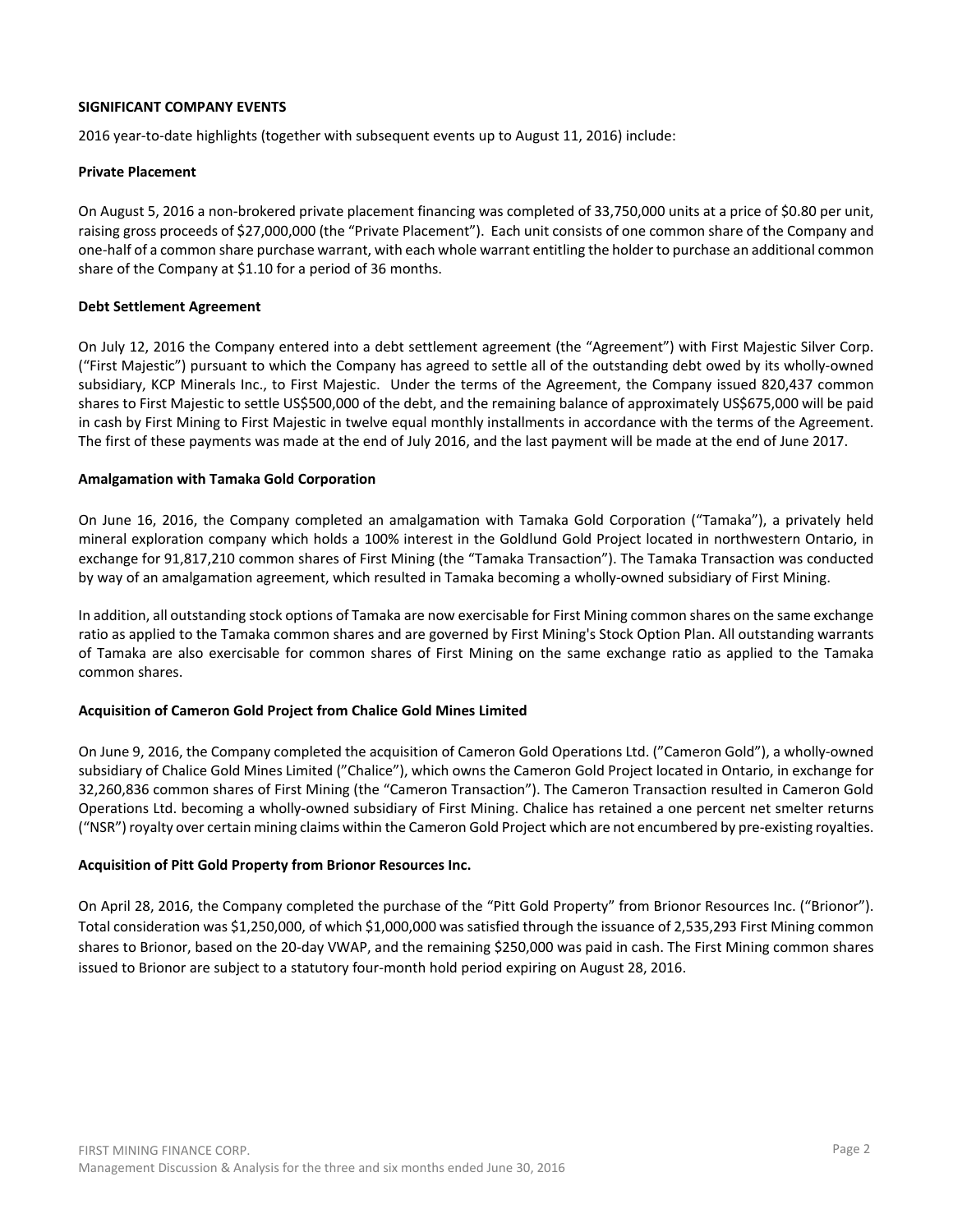## SIGNIFICANT COMPANY EVENTS

2016 year-to-date highlights (together with subsequent events up to August 11, 2016) include:

### Private Placement

On August 5, 2016 a non-brokered private placement financing was completed of 33,750,000 units at a price of $0.80 per unit, raising gross proceeds of $27,000,000 (the "Private Placement"). Each unit consists of one common share of the Company and one-half of a common share purchase warrant, with each whole warrant entitling the holder to purchase an additional common share of the Company at $1.10 for a period of 36 months.

### Debt Settlement Agreement

On July 12, 2016 the Company entered into a debt settlement agreement (the "Agreement") with First Majestic Silver Corp. ("First Majestic") pursuant to which the Company has agreed to settle all of the outstanding debt owed by its wholly-owned subsidiary, KCP Minerals Inc., to First Majestic. Under the terms of the Agreement, the Company issued 820,437 common shares to First Majestic to settle US$500,000 of the debt, and the remaining balance of approximately US$675,000 will be paid in cash by First Mining to First Majestic in twelve equal monthly installments in accordance with the terms of the Agreement. The first of these payments was made at the end of July 2016, and the last payment will be made at the end of June 2017.

### Amalgamation with Tamaka Gold Corporation

On June 16, 2016, the Company completed an amalgamation with Tamaka Gold Corporation ("Tamaka"), a privately held mineral exploration company which holds a 100% interest in the Goldlund Gold Project located in northwestern Ontario, in exchange for 91,817,210 common shares of First Mining (the "Tamaka Transaction"). The Tamaka Transaction was conducted by way of an amalgamation agreement, which resulted in Tamaka becoming a wholly-owned subsidiary of First Mining.

In addition, all outstanding stock options of Tamaka are now exercisable for First Mining common shares on the same exchange ratio as applied to the Tamaka common shares and are governed by First Mining's Stock Option Plan. All outstanding warrants of Tamaka are also exercisable for common shares of First Mining on the same exchange ratio as applied to the Tamaka common shares.

### Acquisition of Cameron Gold Project from Chalice Gold Mines Limited

On June 9, 2016, the Company completed the acquisition of Cameron Gold Operations Ltd. ("Cameron Gold"), a wholly-owned subsidiary of Chalice Gold Mines Limited ("Chalice"), which owns the Cameron Gold Project located in Ontario, in exchange for 32,260,836 common shares of First Mining (the "Cameron Transaction"). The Cameron Transaction resulted in Cameron Gold Operations Ltd. becoming a wholly-owned subsidiary of First Mining. Chalice has retained a one percent net smelter returns ("NSR") royalty over certain mining claims within the Cameron Gold Project which are not encumbered by pre-existing royalties.

### Acquisition of Pitt Gold Property from Brionor Resources Inc.

On April 28, 2016, the Company completed the purchase of the "Pitt Gold Property" from Brionor Resources Inc. ("Brionor"). Total consideration was $1,250,000, of which $1,000,000 was satisfied through the issuance of 2,535,293 First Mining common shares to Brionor, based on the 20-day VWAP, and the remaining $250,000 was paid in cash. The First Mining common shares issued to Brionor are subject to a statutory four-month hold period expiring on August 28, 2016.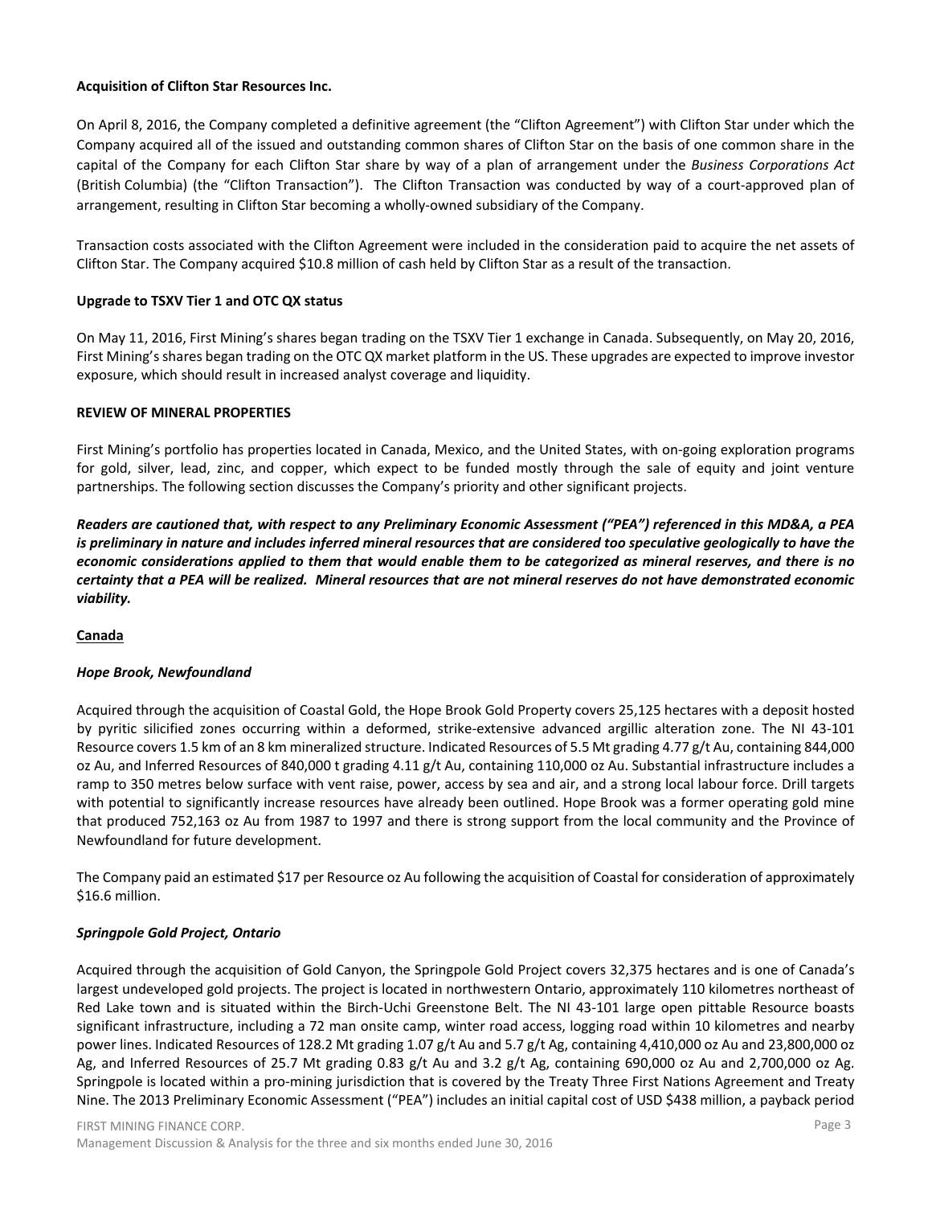**Acquisition of Clifton Star Resources Inc.**

On April 8, 2016, the Company completed a definitive agreement (the "Clifton Agreement") with Clifton Star under which the Company acquired all of the issued and outstanding common shares of Clifton Star on the basis of one common share in the capital of the Company for each Clifton Star share by way of a plan of arrangement under the *Business Corporations Act* (British Columbia) (the "Clifton Transaction"). The Clifton Transaction was conducted by way of a court-approved plan of arrangement, resulting in Clifton Star becoming a wholly-owned subsidiary of the Company.

Transaction costs associated with the Clifton Agreement were included in the consideration paid to acquire the net assets of Clifton Star. The Company acquired $10.8 million of cash held by Clifton Star as a result of the transaction.

**Upgrade to TSXV Tier 1 and OTC QX status**

On May 11, 2016, First Mining's shares began trading on the TSXV Tier 1 exchange in Canada. Subsequently, on May 20, 2016, First Mining's shares began trading on the OTC QX market platform in the US. These upgrades are expected to improve investor exposure, which should result in increased analyst coverage and liquidity.

**REVIEW OF MINERAL PROPERTIES**

First Mining's portfolio has properties located in Canada, Mexico, and the United States, with on-going exploration programs for gold, silver, lead, zinc, and copper, which expect to be funded mostly through the sale of equity and joint venture partnerships. The following section discusses the Company's priority and other significant projects.

***Readers are cautioned that, with respect to any Preliminary Economic Assessment ("PEA") referenced in this MD&A, a PEA is preliminary in nature and includes inferred mineral resources that are considered too speculative geologically to have the economic considerations applied to them that would enable them to be categorized as mineral reserves, and there is no certainty that a PEA will be realized. Mineral resources that are not mineral reserves do not have demonstrated economic viability.***

**Canada**

***Hope Brook, Newfoundland***

Acquired through the acquisition of Coastal Gold, the Hope Brook Gold Property covers 25,125 hectares with a deposit hosted by pyritic silicified zones occurring within a deformed, strike-extensive advanced argillic alteration zone. The NI 43-101 Resource covers 1.5 km of an 8 km mineralized structure. Indicated Resources of 5.5 Mt grading 4.77 g/t Au, containing 844,000 oz Au, and Inferred Resources of 840,000 t grading 4.11 g/t Au, containing 110,000 oz Au. Substantial infrastructure includes a ramp to 350 metres below surface with vent raise, power, access by sea and air, and a strong local labour force. Drill targets with potential to significantly increase resources have already been outlined. Hope Brook was a former operating gold mine that produced 752,163 oz Au from 1987 to 1997 and there is strong support from the local community and the Province of Newfoundland for future development.

The Company paid an estimated $17 per Resource oz Au following the acquisition of Coastal for consideration of approximately $16.6 million.

***Springpole Gold Project, Ontario***

Acquired through the acquisition of Gold Canyon, the Springpole Gold Project covers 32,375 hectares and is one of Canada's largest undeveloped gold projects. The project is located in northwestern Ontario, approximately 110 kilometres northeast of Red Lake town and is situated within the Birch-Uchi Greenstone Belt. The NI 43-101 large open pittable Resource boasts significant infrastructure, including a 72 man onsite camp, winter road access, logging road within 10 kilometres and nearby power lines. Indicated Resources of 128.2 Mt grading 1.07 g/t Au and 5.7 g/t Ag, containing 4,410,000 oz Au and 23,800,000 oz Ag, and Inferred Resources of 25.7 Mt grading 0.83 g/t Au and 3.2 g/t Ag, containing 690,000 oz Au and 2,700,000 oz Ag. Springpole is located within a pro-mining jurisdiction that is covered by the Treaty Three First Nations Agreement and Treaty Nine. The 2013 Preliminary Economic Assessment ("PEA") includes an initial capital cost of USD $438 million, a payback period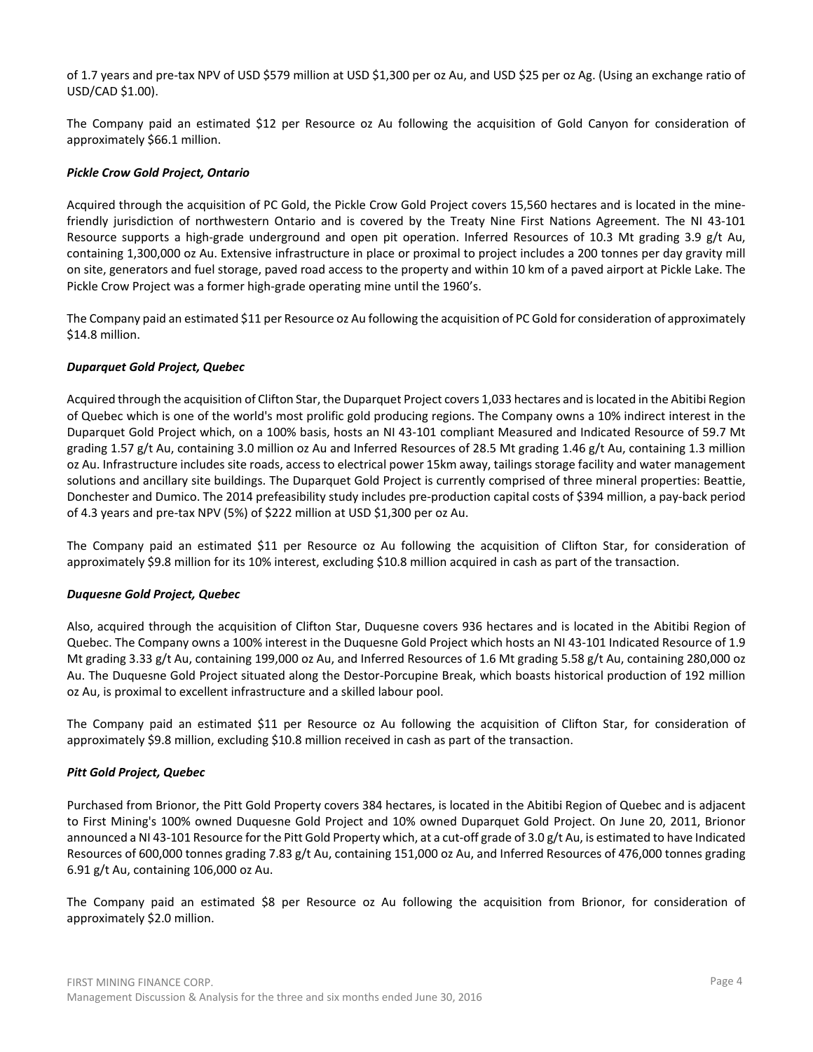of 1.7 years and pre-tax NPV of USD $579 million at USD $1,300 per oz Au, and USD $25 per oz Ag. (Using an exchange ratio of USD/CAD $1.00).

The Company paid an estimated $12 per Resource oz Au following the acquisition of Gold Canyon for consideration of approximately $66.1 million.

***Pickle Crow Gold Project, Ontario***

Acquired through the acquisition of PC Gold, the Pickle Crow Gold Project covers 15,560 hectares and is located in the mine-friendly jurisdiction of northwestern Ontario and is covered by the Treaty Nine First Nations Agreement. The NI 43-101 Resource supports a high-grade underground and open pit operation. Inferred Resources of 10.3 Mt grading 3.9 g/t Au, containing 1,300,000 oz Au. Extensive infrastructure in place or proximal to project includes a 200 tonnes per day gravity mill on site, generators and fuel storage, paved road access to the property and within 10 km of a paved airport at Pickle Lake. The Pickle Crow Project was a former high-grade operating mine until the 1960's.

The Company paid an estimated $11 per Resource oz Au following the acquisition of PC Gold for consideration of approximately $14.8 million.

***Duparquet Gold Project, Quebec***

Acquired through the acquisition of Clifton Star, the Duparquet Project covers 1,033 hectares and is located in the Abitibi Region of Quebec which is one of the world's most prolific gold producing regions. The Company owns a 10% indirect interest in the Duparquet Gold Project which, on a 100% basis, hosts an NI 43-101 compliant Measured and Indicated Resource of 59.7 Mt grading 1.57 g/t Au, containing 3.0 million oz Au and Inferred Resources of 28.5 Mt grading 1.46 g/t Au, containing 1.3 million oz Au. Infrastructure includes site roads, access to electrical power 15km away, tailings storage facility and water management solutions and ancillary site buildings. The Duparquet Gold Project is currently comprised of three mineral properties: Beattie, Donchester and Dumico. The 2014 prefeasibility study includes pre-production capital costs of $394 million, a pay-back period of 4.3 years and pre-tax NPV (5%) of $222 million at USD $1,300 per oz Au.

The Company paid an estimated $11 per Resource oz Au following the acquisition of Clifton Star, for consideration of approximately $9.8 million for its 10% interest, excluding $10.8 million acquired in cash as part of the transaction.

***Duquesne Gold Project, Quebec***

Also, acquired through the acquisition of Clifton Star, Duquesne covers 936 hectares and is located in the Abitibi Region of Quebec. The Company owns a 100% interest in the Duquesne Gold Project which hosts an NI 43-101 Indicated Resource of 1.9 Mt grading 3.33 g/t Au, containing 199,000 oz Au, and Inferred Resources of 1.6 Mt grading 5.58 g/t Au, containing 280,000 oz Au. The Duquesne Gold Project situated along the Destor-Porcupine Break, which boasts historical production of 192 million oz Au, is proximal to excellent infrastructure and a skilled labour pool.

The Company paid an estimated $11 per Resource oz Au following the acquisition of Clifton Star, for consideration of approximately $9.8 million, excluding $10.8 million received in cash as part of the transaction.

***Pitt Gold Project, Quebec***

Purchased from Brionor, the Pitt Gold Property covers 384 hectares, is located in the Abitibi Region of Quebec and is adjacent to First Mining's 100% owned Duquesne Gold Project and 10% owned Duparquet Gold Project. On June 20, 2011, Brionor announced a NI 43-101 Resource for the Pitt Gold Property which, at a cut-off grade of 3.0 g/t Au, is estimated to have Indicated Resources of 600,000 tonnes grading 7.83 g/t Au, containing 151,000 oz Au, and Inferred Resources of 476,000 tonnes grading 6.91 g/t Au, containing 106,000 oz Au.

The Company paid an estimated $8 per Resource oz Au following the acquisition from Brionor, for consideration of approximately $2.0 million.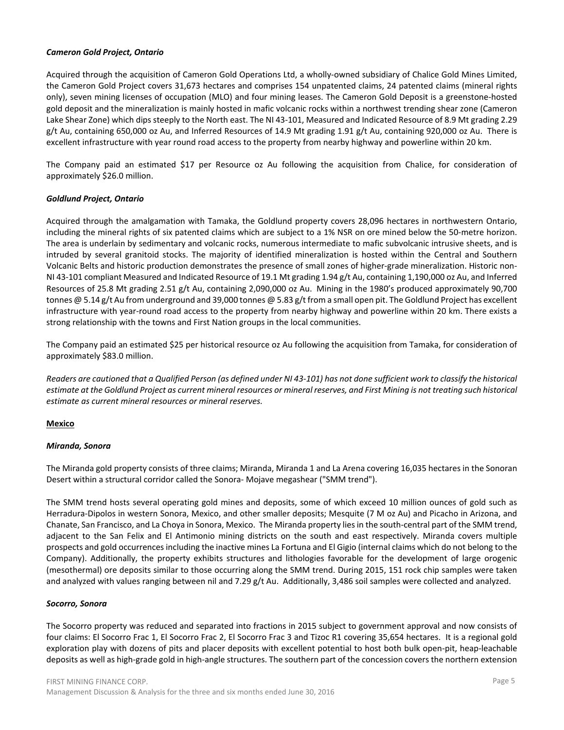***Cameron Gold Project, Ontario***

Acquired through the acquisition of Cameron Gold Operations Ltd, a wholly-owned subsidiary of Chalice Gold Mines Limited, the Cameron Gold Project covers 31,673 hectares and comprises 154 unpatented claims, 24 patented claims (mineral rights only), seven mining licenses of occupation (MLO) and four mining leases. The Cameron Gold Deposit is a greenstone-hosted gold deposit and the mineralization is mainly hosted in mafic volcanic rocks within a northwest trending shear zone (Cameron Lake Shear Zone) which dips steeply to the North east. The NI 43-101, Measured and Indicated Resource of 8.9 Mt grading 2.29 g/t Au, containing 650,000 oz Au, and Inferred Resources of 14.9 Mt grading 1.91 g/t Au, containing 920,000 oz Au. There is excellent infrastructure with year round road access to the property from nearby highway and powerline within 20 km.

The Company paid an estimated $17 per Resource oz Au following the acquisition from Chalice, for consideration of approximately $26.0 million.

***Goldlund Project, Ontario***

Acquired through the amalgamation with Tamaka, the Goldlund property covers 28,096 hectares in northwestern Ontario, including the mineral rights of six patented claims which are subject to a 1% NSR on ore mined below the 50-metre horizon. The area is underlain by sedimentary and volcanic rocks, numerous intermediate to mafic subvolcanic intrusive sheets, and is intruded by several granitoid stocks. The majority of identified mineralization is hosted within the Central and Southern Volcanic Belts and historic production demonstrates the presence of small zones of higher-grade mineralization. Historic non-NI 43-101 compliant Measured and Indicated Resource of 19.1 Mt grading 1.94 g/t Au, containing 1,190,000 oz Au, and Inferred Resources of 25.8 Mt grading 2.51 g/t Au, containing 2,090,000 oz Au. Mining in the 1980's produced approximately 90,700 tonnes @ 5.14 g/t Au from underground and 39,000 tonnes @ 5.83 g/t from a small open pit. The Goldlund Project has excellent infrastructure with year-round road access to the property from nearby highway and powerline within 20 km. There exists a strong relationship with the towns and First Nation groups in the local communities.

The Company paid an estimated $25 per historical resource oz Au following the acquisition from Tamaka, for consideration of approximately $83.0 million.

*Readers are cautioned that a Qualified Person (as defined under NI 43-101) has not done sufficient work to classify the historical estimate at the Goldlund Project as current mineral resources or mineral reserves, and First Mining is not treating such historical estimate as current mineral resources or mineral reserves.*

<u>**Mexico**</u>

***Miranda, Sonora***

The Miranda gold property consists of three claims; Miranda, Miranda 1 and La Arena covering 16,035 hectares in the Sonoran Desert within a structural corridor called the Sonora- Mojave megashear ("SMM trend").

The SMM trend hosts several operating gold mines and deposits, some of which exceed 10 million ounces of gold such as Herradura-Dipolos in western Sonora, Mexico, and other smaller deposits; Mesquite (7 M oz Au) and Picacho in Arizona, and Chanate, San Francisco, and La Choya in Sonora, Mexico. The Miranda property lies in the south-central part of the SMM trend, adjacent to the San Felix and El Antimonio mining districts on the south and east respectively. Miranda covers multiple prospects and gold occurrences including the inactive mines La Fortuna and El Gigio (internal claims which do not belong to the Company). Additionally, the property exhibits structures and lithologies favorable for the development of large orogenic (mesothermal) ore deposits similar to those occurring along the SMM trend. During 2015, 151 rock chip samples were taken and analyzed with values ranging between nil and 7.29 g/t Au. Additionally, 3,486 soil samples were collected and analyzed.

***Socorro, Sonora***

The Socorro property was reduced and separated into fractions in 2015 subject to government approval and now consists of four claims: El Socorro Frac 1, El Socorro Frac 2, El Socorro Frac 3 and Tizoc R1 covering 35,654 hectares. It is a regional gold exploration play with dozens of pits and placer deposits with excellent potential to host both bulk open-pit, heap-leachable deposits as well as high-grade gold in high-angle structures. The southern part of the concession covers the northern extension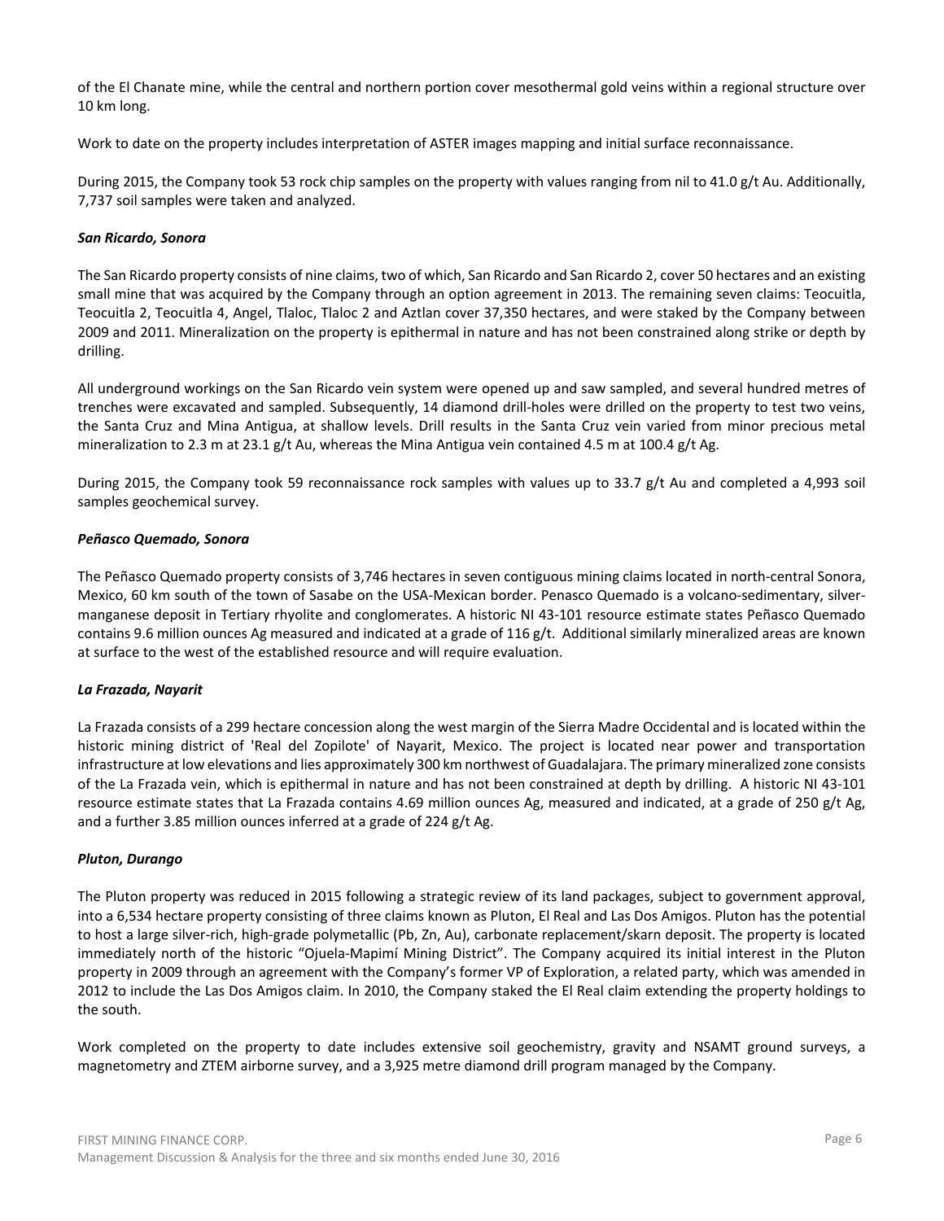of the El Chanate mine, while the central and northern portion cover mesothermal gold veins within a regional structure over 10 km long.

Work to date on the property includes interpretation of ASTER images mapping and initial surface reconnaissance.

During 2015, the Company took 53 rock chip samples on the property with values ranging from nil to 41.0 g/t Au. Additionally, 7,737 soil samples were taken and analyzed.

***San Ricardo, Sonora***

The San Ricardo property consists of nine claims, two of which, San Ricardo and San Ricardo 2, cover 50 hectares and an existing small mine that was acquired by the Company through an option agreement in 2013. The remaining seven claims: Teocuitla, Teocuitla 2, Teocuitla 4, Angel, Tlaloc, Tlaloc 2 and Aztlan cover 37,350 hectares, and were staked by the Company between 2009 and 2011. Mineralization on the property is epithermal in nature and has not been constrained along strike or depth by drilling.

All underground workings on the San Ricardo vein system were opened up and saw sampled, and several hundred metres of trenches were excavated and sampled. Subsequently, 14 diamond drill-holes were drilled on the property to test two veins, the Santa Cruz and Mina Antigua, at shallow levels. Drill results in the Santa Cruz vein varied from minor precious metal mineralization to 2.3 m at 23.1 g/t Au, whereas the Mina Antigua vein contained 4.5 m at 100.4 g/t Ag.

During 2015, the Company took 59 reconnaissance rock samples with values up to 33.7 g/t Au and completed a 4,993 soil samples geochemical survey.

***Peñasco Quemado, Sonora***

The Peñasco Quemado property consists of 3,746 hectares in seven contiguous mining claims located in north-central Sonora, Mexico, 60 km south of the town of Sasabe on the USA-Mexican border. Penasco Quemado is a volcano-sedimentary, silver-manganese deposit in Tertiary rhyolite and conglomerates. A historic NI 43-101 resource estimate states Peñasco Quemado contains 9.6 million ounces Ag measured and indicated at a grade of 116 g/t. Additional similarly mineralized areas are known at surface to the west of the established resource and will require evaluation.

***La Frazada, Nayarit***

La Frazada consists of a 299 hectare concession along the west margin of the Sierra Madre Occidental and is located within the historic mining district of 'Real del Zopilote' of Nayarit, Mexico. The project is located near power and transportation infrastructure at low elevations and lies approximately 300 km northwest of Guadalajara. The primary mineralized zone consists of the La Frazada vein, which is epithermal in nature and has not been constrained at depth by drilling. A historic NI 43-101 resource estimate states that La Frazada contains 4.69 million ounces Ag, measured and indicated, at a grade of 250 g/t Ag, and a further 3.85 million ounces inferred at a grade of 224 g/t Ag.

***Pluton, Durango***

The Pluton property was reduced in 2015 following a strategic review of its land packages, subject to government approval, into a 6,534 hectare property consisting of three claims known as Pluton, El Real and Las Dos Amigos. Pluton has the potential to host a large silver-rich, high-grade polymetallic (Pb, Zn, Au), carbonate replacement/skarn deposit. The property is located immediately north of the historic "Ojuela-Mapimí Mining District". The Company acquired its initial interest in the Pluton property in 2009 through an agreement with the Company's former VP of Exploration, a related party, which was amended in 2012 to include the Las Dos Amigos claim. In 2010, the Company staked the El Real claim extending the property holdings to the south.

Work completed on the property to date includes extensive soil geochemistry, gravity and NSAMT ground surveys, a magnetometry and ZTEM airborne survey, and a 3,925 metre diamond drill program managed by the Company.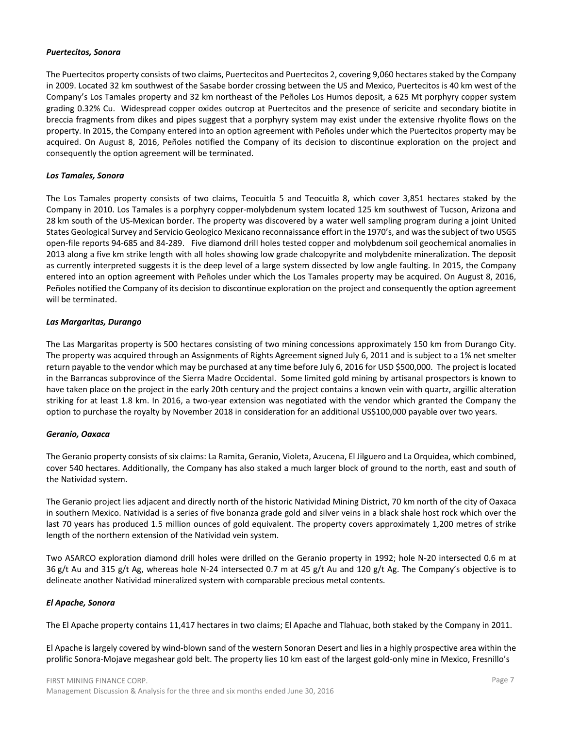***Puertecitos, Sonora***

The Puertecitos property consists of two claims, Puertecitos and Puertecitos 2, covering 9,060 hectares staked by the Company in 2009. Located 32 km southwest of the Sasabe border crossing between the US and Mexico, Puertecitos is 40 km west of the Company's Los Tamales property and 32 km northeast of the Peñoles Los Humos deposit, a 625 Mt porphyry copper system grading 0.32% Cu. Widespread copper oxides outcrop at Puertecitos and the presence of sericite and secondary biotite in breccia fragments from dikes and pipes suggest that a porphyry system may exist under the extensive rhyolite flows on the property. In 2015, the Company entered into an option agreement with Peñoles under which the Puertecitos property may be acquired. On August 8, 2016, Peñoles notified the Company of its decision to discontinue exploration on the project and consequently the option agreement will be terminated.

***Los Tamales, Sonora***

The Los Tamales property consists of two claims, Teocuitla 5 and Teocuitla 8, which cover 3,851 hectares staked by the Company in 2010. Los Tamales is a porphyry copper-molybdenum system located 125 km southwest of Tucson, Arizona and 28 km south of the US-Mexican border. The property was discovered by a water well sampling program during a joint United States Geological Survey and Servicio Geologico Mexicano reconnaissance effort in the 1970's, and was the subject of two USGS open-file reports 94-685 and 84-289. Five diamond drill holes tested copper and molybdenum soil geochemical anomalies in 2013 along a five km strike length with all holes showing low grade chalcopyrite and molybdenite mineralization. The deposit as currently interpreted suggests it is the deep level of a large system dissected by low angle faulting. In 2015, the Company entered into an option agreement with Peñoles under which the Los Tamales property may be acquired. On August 8, 2016, Peñoles notified the Company of its decision to discontinue exploration on the project and consequently the option agreement will be terminated.

***Las Margaritas, Durango***

The Las Margaritas property is 500 hectares consisting of two mining concessions approximately 150 km from Durango City. The property was acquired through an Assignments of Rights Agreement signed July 6, 2011 and is subject to a 1% net smelter return payable to the vendor which may be purchased at any time before July 6, 2016 for USD $500,000. The project is located in the Barrancas subprovince of the Sierra Madre Occidental. Some limited gold mining by artisanal prospectors is known to have taken place on the project in the early 20th century and the project contains a known vein with quartz, argillic alteration striking for at least 1.8 km. In 2016, a two-year extension was negotiated with the vendor which granted the Company the option to purchase the royalty by November 2018 in consideration for an additional US$100,000 payable over two years.

***Geranio, Oaxaca***

The Geranio property consists of six claims: La Ramita, Geranio, Violeta, Azucena, El Jilguero and La Orquidea, which combined, cover 540 hectares. Additionally, the Company has also staked a much larger block of ground to the north, east and south of the Natividad system.

The Geranio project lies adjacent and directly north of the historic Natividad Mining District, 70 km north of the city of Oaxaca in southern Mexico. Natividad is a series of five bonanza grade gold and silver veins in a black shale host rock which over the last 70 years has produced 1.5 million ounces of gold equivalent. The property covers approximately 1,200 metres of strike length of the northern extension of the Natividad vein system.

Two ASARCO exploration diamond drill holes were drilled on the Geranio property in 1992; hole N-20 intersected 0.6 m at 36 g/t Au and 315 g/t Ag, whereas hole N-24 intersected 0.7 m at 45 g/t Au and 120 g/t Ag. The Company's objective is to delineate another Natividad mineralized system with comparable precious metal contents.

***El Apache, Sonora***

The El Apache property contains 11,417 hectares in two claims; El Apache and Tlahuac, both staked by the Company in 2011.

El Apache is largely covered by wind-blown sand of the western Sonoran Desert and lies in a highly prospective area within the prolific Sonora-Mojave megashear gold belt. The property lies 10 km east of the largest gold-only mine in Mexico, Fresnillo's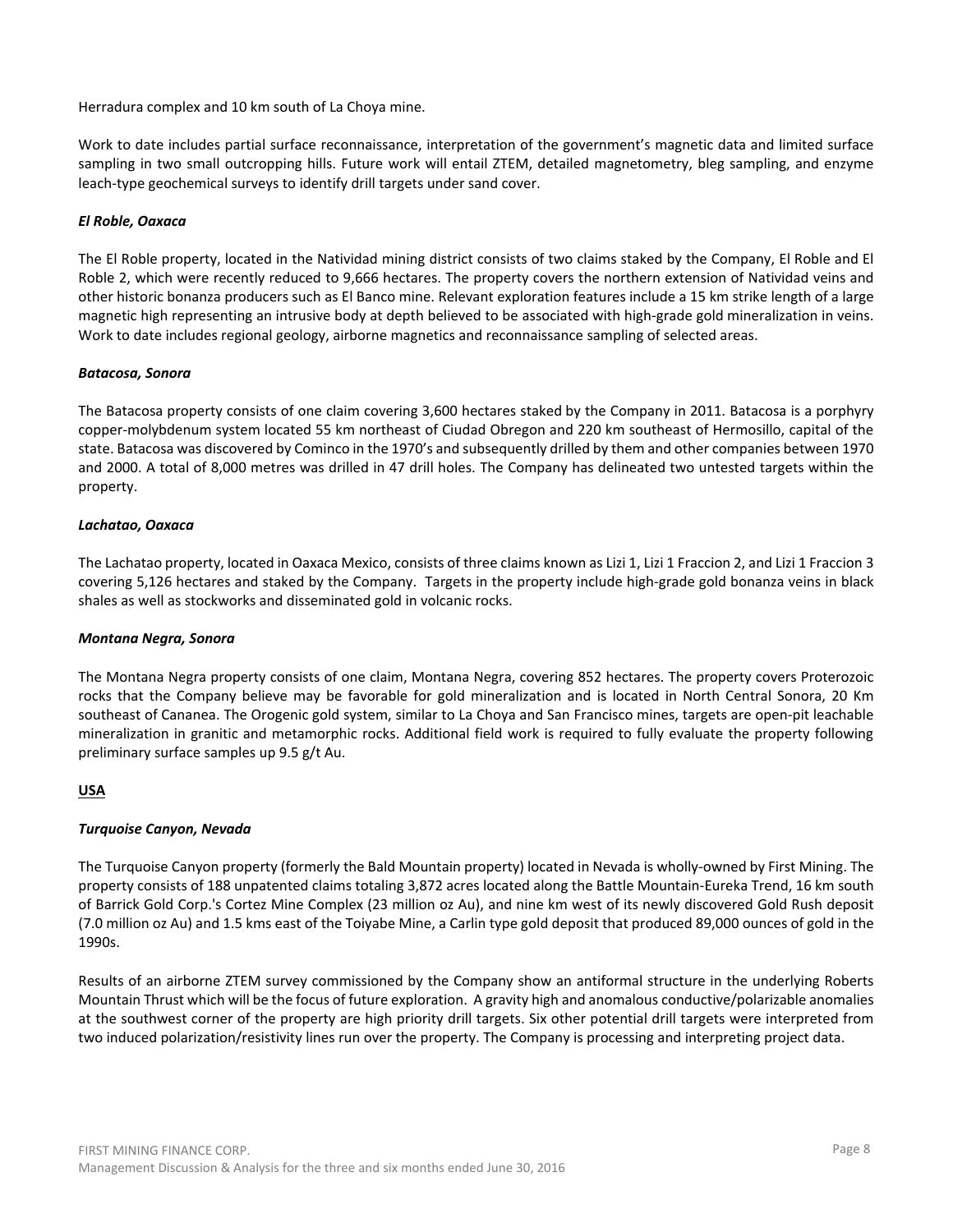Herradura complex and 10 km south of La Choya mine.

Work to date includes partial surface reconnaissance, interpretation of the government's magnetic data and limited surface sampling in two small outcropping hills. Future work will entail ZTEM, detailed magnetometry, bleg sampling, and enzyme leach-type geochemical surveys to identify drill targets under sand cover.

***El Roble, Oaxaca***

The El Roble property, located in the Natividad mining district consists of two claims staked by the Company, El Roble and El Roble 2, which were recently reduced to 9,666 hectares. The property covers the northern extension of Natividad veins and other historic bonanza producers such as El Banco mine. Relevant exploration features include a 15 km strike length of a large magnetic high representing an intrusive body at depth believed to be associated with high-grade gold mineralization in veins. Work to date includes regional geology, airborne magnetics and reconnaissance sampling of selected areas.

***Batacosa, Sonora***

The Batacosa property consists of one claim covering 3,600 hectares staked by the Company in 2011. Batacosa is a porphyry copper-molybdenum system located 55 km northeast of Ciudad Obregon and 220 km southeast of Hermosillo, capital of the state. Batacosa was discovered by Cominco in the 1970's and subsequently drilled by them and other companies between 1970 and 2000. A total of 8,000 metres was drilled in 47 drill holes. The Company has delineated two untested targets within the property.

***Lachatao, Oaxaca***

The Lachatao property, located in Oaxaca Mexico, consists of three claims known as Lizi 1, Lizi 1 Fraccion 2, and Lizi 1 Fraccion 3 covering 5,126 hectares and staked by the Company. Targets in the property include high-grade gold bonanza veins in black shales as well as stockworks and disseminated gold in volcanic rocks.

***Montana Negra, Sonora***

The Montana Negra property consists of one claim, Montana Negra, covering 852 hectares. The property covers Proterozoic rocks that the Company believe may be favorable for gold mineralization and is located in North Central Sonora, 20 Km southeast of Cananea. The Orogenic gold system, similar to La Choya and San Francisco mines, targets are open-pit leachable mineralization in granitic and metamorphic rocks. Additional field work is required to fully evaluate the property following preliminary surface samples up 9.5 g/t Au.

**USA**

***Turquoise Canyon, Nevada***

The Turquoise Canyon property (formerly the Bald Mountain property) located in Nevada is wholly-owned by First Mining. The property consists of 188 unpatented claims totaling 3,872 acres located along the Battle Mountain-Eureka Trend, 16 km south of Barrick Gold Corp.'s Cortez Mine Complex (23 million oz Au), and nine km west of its newly discovered Gold Rush deposit (7.0 million oz Au) and 1.5 kms east of the Toiyabe Mine, a Carlin type gold deposit that produced 89,000 ounces of gold in the 1990s.

Results of an airborne ZTEM survey commissioned by the Company show an antiformal structure in the underlying Roberts Mountain Thrust which will be the focus of future exploration. A gravity high and anomalous conductive/polarizable anomalies at the southwest corner of the property are high priority drill targets. Six other potential drill targets were interpreted from two induced polarization/resistivity lines run over the property. The Company is processing and interpreting project data.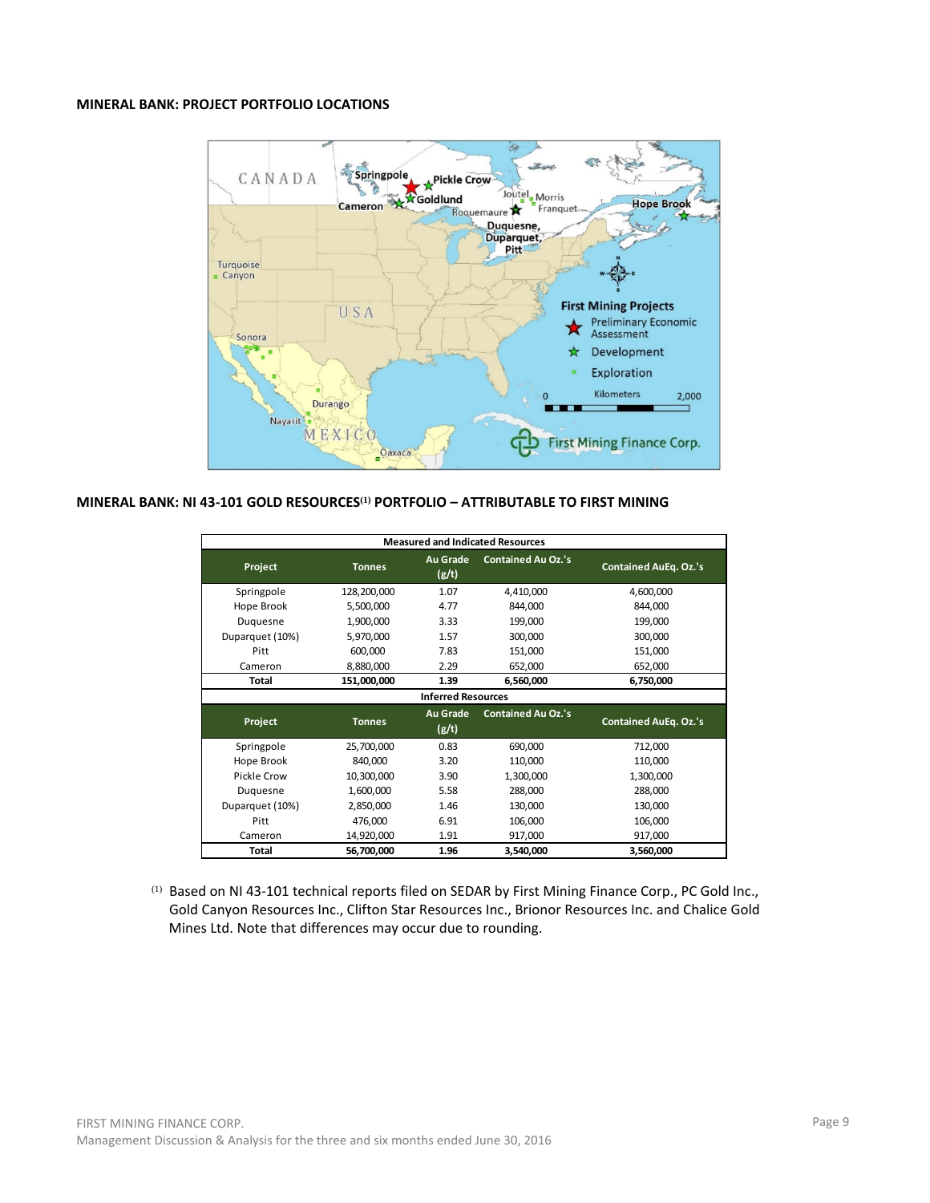**MINERAL BANK: PROJECT PORTFOLIO LOCATIONS**

**MINERAL BANK: NI 43-101 GOLD RESOURCES[(1)] PORTFOLIO – ATTRIBUTABLE TO FIRST MINING**

| Measured and Indicated Resources | | | | |
|---|---|---|---|---|
| **Project** | **Tonnes** | **Au Grade (g/t)** | **Contained Au Oz.'s** | **Contained AuEq. Oz.'s** |
| Springpole | 128,200,000 | 1.07 | 4,410,000 | 4,600,000 |
| Hope Brook | 5,500,000 | 4.77 | 844,000 | 844,000 |
| Duquesne | 1,900,000 | 3.33 | 199,000 | 199,000 |
| Duparquet (10%) | 5,970,000 | 1.57 | 300,000 | 300,000 |
| Pitt | 600,000 | 7.83 | 151,000 | 151,000 |
| Cameron | 8,880,000 | 2.29 | 652,000 | 652,000 |
| **Total** | **151,000,000** | **1.39** | **6,560,000** | **6,750,000** |
| **Inferred Resources** | | | | |
| **Project** | **Tonnes** | **Au Grade (g/t)** | **Contained Au Oz.'s** | **Contained AuEq. Oz.'s** |
| Springpole | 25,700,000 | 0.83 | 690,000 | 712,000 |
| Hope Brook | 840,000 | 3.20 | 110,000 | 110,000 |
| Pickle Crow | 10,300,000 | 3.90 | 1,300,000 | 1,300,000 |
| Duquesne | 1,600,000 | 5.58 | 288,000 | 288,000 |
| Duparquet (10%) | 2,850,000 | 1.46 | 130,000 | 130,000 |
| Pitt | 476,000 | 6.91 | 106,000 | 106,000 |
| Cameron | 14,920,000 | 1.91 | 917,000 | 917,000 |
| **Total** | **56,700,000** | **1.96** | **3,540,000** | **3,560,000** |

[(1)] Based on NI 43-101 technical reports filed on SEDAR by First Mining Finance Corp., PC Gold Inc., Gold Canyon Resources Inc., Clifton Star Resources Inc., Brionor Resources Inc. and Chalice Gold Mines Ltd. Note that differences may occur due to rounding.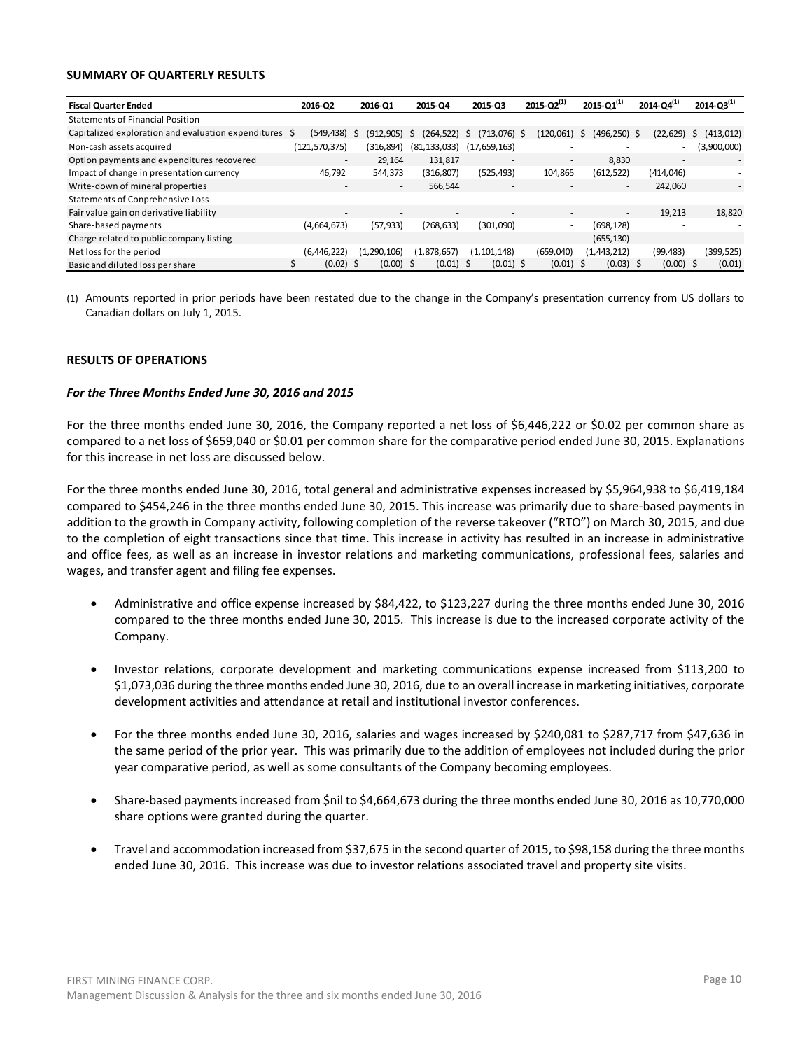**SUMMARY OF QUARTERLY RESULTS**

| Fiscal Quarter Ended | 2016-Q2 | 2016-Q1 | 2015-Q4 | 2015-Q3 | 2015-Q2[(1)] | 2015-Q1[(1)] | 2014-Q4[(1)] | 2014-Q3[(1)] |
|---|---|---|---|---|---|---|---|---|
| Statements of Financial Position | | | | | | | | |
| Capitalized exploration and evaluation expenditures | $ (549,438) | $ (912,905) | $ (264,522) | $ (713,076) | $ (120,061) | $ (496,250) | $ (22,629) | $ (413,012) |
| Non-cash assets acquired | (121,570,375) | (316,894) | (81,133,033) | (17,659,163) | - | - | - | (3,900,000) |
| Option payments and expenditures recovered | - | 29,164 | 131,817 | - | - | 8,830 | - | - |
| Impact of change in presentation currency | 46,792 | 544,373 | (316,807) | (525,493) | 104,865 | (612,522) | (414,046) | - |
| Write-down of mineral properties | - | - | 566,544 | - | - | - | 242,060 | - |
| Statements of Conprehensive Loss | | | | | | | | |
| Fair value gain on derivative liability | - | - | - | - | - | - | 19,213 | 18,820 |
| Share-based payments | (4,664,673) | (57,933) | (268,633) | (301,090) | - | (698,128) | - | - |
| Charge related to public company listing | - | - | - | - | - | (655,130) | - | - |
| Net loss for the period | (6,446,222) | (1,290,106) | (1,878,657) | (1,101,148) | (659,040) | (1,443,212) | (99,483) | (399,525) |
| Basic and diluted loss per share | $ (0.02) | $ (0.00) | $ (0.01) | $ (0.01) | $ (0.01) | $ (0.03) | $ (0.00) | $ (0.01) |

(1) Amounts reported in prior periods have been restated due to the change in the Company's presentation currency from US dollars to Canadian dollars on July 1, 2015.

**RESULTS OF OPERATIONS**

***For the Three Months Ended June 30, 2016 and 2015***

For the three months ended June 30, 2016, the Company reported a net loss of $6,446,222 or $0.02 per common share as compared to a net loss of $659,040 or $0.01 per common share for the comparative period ended June 30, 2015. Explanations for this increase in net loss are discussed below.

For the three months ended June 30, 2016, total general and administrative expenses increased by $5,964,938 to $6,419,184 compared to $454,246 in the three months ended June 30, 2015. This increase was primarily due to share-based payments in addition to the growth in Company activity, following completion of the reverse takeover ("RTO") on March 30, 2015, and due to the completion of eight transactions since that time. This increase in activity has resulted in an increase in administrative and office fees, as well as an increase in investor relations and marketing communications, professional fees, salaries and wages, and transfer agent and filing fee expenses.

- Administrative and office expense increased by $84,422, to $123,227 during the three months ended June 30, 2016 compared to the three months ended June 30, 2015. This increase is due to the increased corporate activity of the Company.
- Investor relations, corporate development and marketing communications expense increased from $113,200 to $1,073,036 during the three months ended June 30, 2016, due to an overall increase in marketing initiatives, corporate development activities and attendance at retail and institutional investor conferences.
- For the three months ended June 30, 2016, salaries and wages increased by $240,081 to $287,717 from $47,636 in the same period of the prior year. This was primarily due to the addition of employees not included during the prior year comparative period, as well as some consultants of the Company becoming employees.
- Share-based payments increased from $nil to $4,664,673 during the three months ended June 30, 2016 as 10,770,000 share options were granted during the quarter.
- Travel and accommodation increased from $37,675 in the second quarter of 2015, to $98,158 during the three months ended June 30, 2016. This increase was due to investor relations associated travel and property site visits.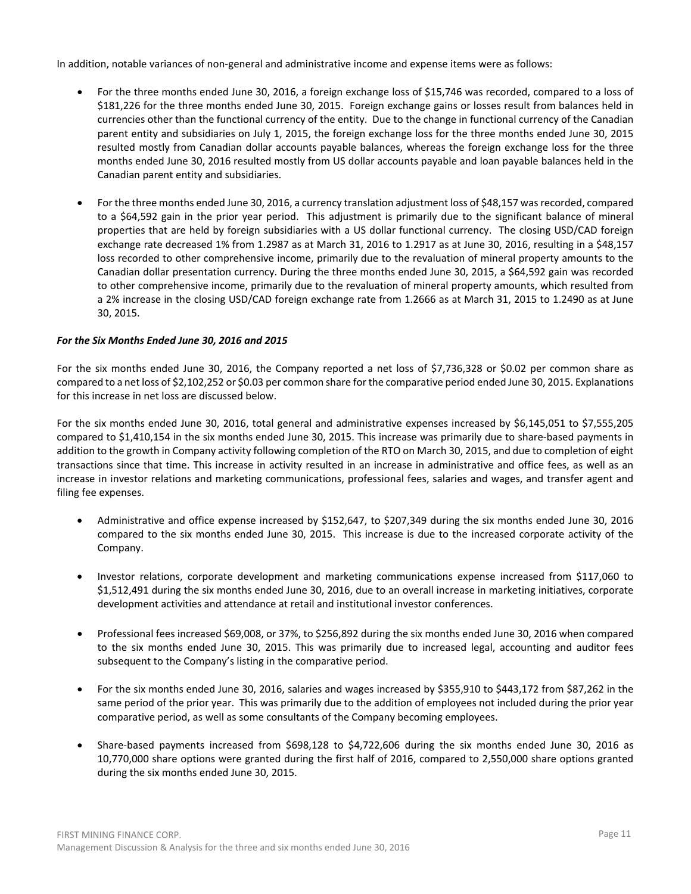In addition, notable variances of non-general and administrative income and expense items were as follows:

- For the three months ended June 30, 2016, a foreign exchange loss of $15,746 was recorded, compared to a loss of $181,226 for the three months ended June 30, 2015. Foreign exchange gains or losses result from balances held in currencies other than the functional currency of the entity. Due to the change in functional currency of the Canadian parent entity and subsidiaries on July 1, 2015, the foreign exchange loss for the three months ended June 30, 2015 resulted mostly from Canadian dollar accounts payable balances, whereas the foreign exchange loss for the three months ended June 30, 2016 resulted mostly from US dollar accounts payable and loan payable balances held in the Canadian parent entity and subsidiaries.

- For the three months ended June 30, 2016, a currency translation adjustment loss of $48,157 was recorded, compared to a $64,592 gain in the prior year period. This adjustment is primarily due to the significant balance of mineral properties that are held by foreign subsidiaries with a US dollar functional currency. The closing USD/CAD foreign exchange rate decreased 1% from 1.2987 as at March 31, 2016 to 1.2917 as at June 30, 2016, resulting in a $48,157 loss recorded to other comprehensive income, primarily due to the revaluation of mineral property amounts to the Canadian dollar presentation currency. During the three months ended June 30, 2015, a $64,592 gain was recorded to other comprehensive income, primarily due to the revaluation of mineral property amounts, which resulted from a 2% increase in the closing USD/CAD foreign exchange rate from 1.2666 as at March 31, 2015 to 1.2490 as at June 30, 2015.

***For the Six Months Ended June 30, 2016 and 2015***

For the six months ended June 30, 2016, the Company reported a net loss of $7,736,328 or $0.02 per common share as compared to a net loss of $2,102,252 or $0.03 per common share for the comparative period ended June 30, 2015. Explanations for this increase in net loss are discussed below.

For the six months ended June 30, 2016, total general and administrative expenses increased by $6,145,051 to $7,555,205 compared to $1,410,154 in the six months ended June 30, 2015. This increase was primarily due to share-based payments in addition to the growth in Company activity following completion of the RTO on March 30, 2015, and due to completion of eight transactions since that time. This increase in activity resulted in an increase in administrative and office fees, as well as an increase in investor relations and marketing communications, professional fees, salaries and wages, and transfer agent and filing fee expenses.

- Administrative and office expense increased by $152,647, to $207,349 during the six months ended June 30, 2016 compared to the six months ended June 30, 2015. This increase is due to the increased corporate activity of the Company.

- Investor relations, corporate development and marketing communications expense increased from $117,060 to $1,512,491 during the six months ended June 30, 2016, due to an overall increase in marketing initiatives, corporate development activities and attendance at retail and institutional investor conferences.

- Professional fees increased $69,008, or 37%, to $256,892 during the six months ended June 30, 2016 when compared to the six months ended June 30, 2015. This was primarily due to increased legal, accounting and auditor fees subsequent to the Company's listing in the comparative period.

- For the six months ended June 30, 2016, salaries and wages increased by $355,910 to $443,172 from $87,262 in the same period of the prior year. This was primarily due to the addition of employees not included during the prior year comparative period, as well as some consultants of the Company becoming employees.

- Share-based payments increased from $698,128 to $4,722,606 during the six months ended June 30, 2016 as 10,770,000 share options were granted during the first half of 2016, compared to 2,550,000 share options granted during the six months ended June 30, 2015.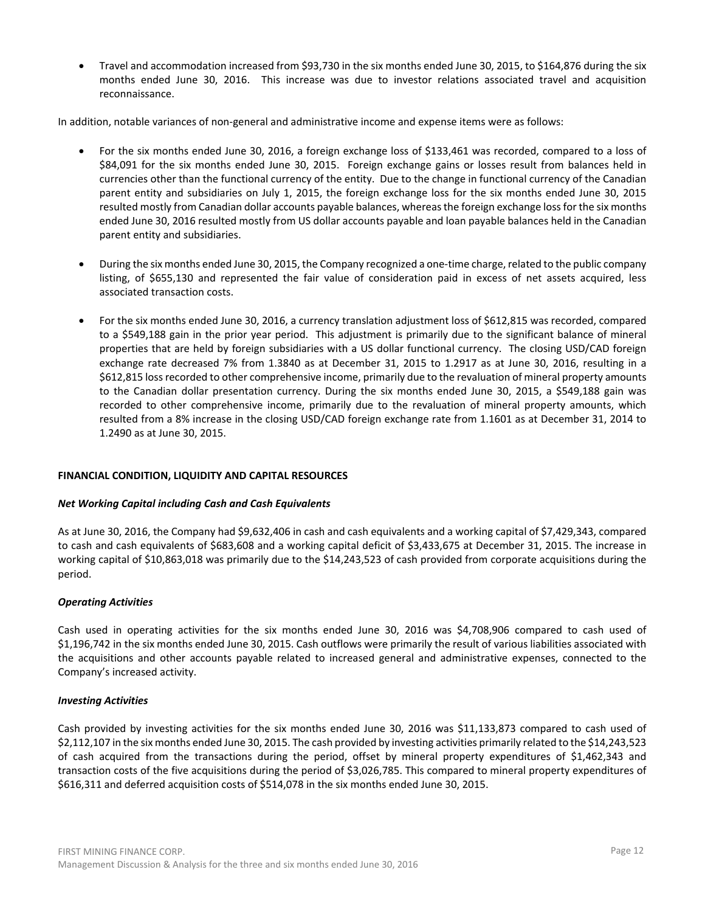- Travel and accommodation increased from $93,730 in the six months ended June 30, 2015, to $164,876 during the six months ended June 30, 2016. This increase was due to investor relations associated travel and acquisition reconnaissance.

In addition, notable variances of non-general and administrative income and expense items were as follows:

- For the six months ended June 30, 2016, a foreign exchange loss of $133,461 was recorded, compared to a loss of $84,091 for the six months ended June 30, 2015. Foreign exchange gains or losses result from balances held in currencies other than the functional currency of the entity. Due to the change in functional currency of the Canadian parent entity and subsidiaries on July 1, 2015, the foreign exchange loss for the six months ended June 30, 2015 resulted mostly from Canadian dollar accounts payable balances, whereas the foreign exchange loss for the six months ended June 30, 2016 resulted mostly from US dollar accounts payable and loan payable balances held in the Canadian parent entity and subsidiaries.

- During the six months ended June 30, 2015, the Company recognized a one-time charge, related to the public company listing, of $655,130 and represented the fair value of consideration paid in excess of net assets acquired, less associated transaction costs.

- For the six months ended June 30, 2016, a currency translation adjustment loss of $612,815 was recorded, compared to a $549,188 gain in the prior year period. This adjustment is primarily due to the significant balance of mineral properties that are held by foreign subsidiaries with a US dollar functional currency. The closing USD/CAD foreign exchange rate decreased 7% from 1.3840 as at December 31, 2015 to 1.2917 as at June 30, 2016, resulting in a $612,815 loss recorded to other comprehensive income, primarily due to the revaluation of mineral property amounts to the Canadian dollar presentation currency. During the six months ended June 30, 2015, a $549,188 gain was recorded to other comprehensive income, primarily due to the revaluation of mineral property amounts, which resulted from a 8% increase in the closing USD/CAD foreign exchange rate from 1.1601 as at December 31, 2014 to 1.2490 as at June 30, 2015.

## FINANCIAL CONDITION, LIQUIDITY AND CAPITAL RESOURCES

### *Net Working Capital including Cash and Cash Equivalents*

As at June 30, 2016, the Company had $9,632,406 in cash and cash equivalents and a working capital of $7,429,343, compared to cash and cash equivalents of $683,608 and a working capital deficit of $3,433,675 at December 31, 2015. The increase in working capital of $10,863,018 was primarily due to the $14,243,523 of cash provided from corporate acquisitions during the period.

### *Operating Activities*

Cash used in operating activities for the six months ended June 30, 2016 was $4,708,906 compared to cash used of $1,196,742 in the six months ended June 30, 2015. Cash outflows were primarily the result of various liabilities associated with the acquisitions and other accounts payable related to increased general and administrative expenses, connected to the Company's increased activity.

### *Investing Activities*

Cash provided by investing activities for the six months ended June 30, 2016 was $11,133,873 compared to cash used of $2,112,107 in the six months ended June 30, 2015. The cash provided by investing activities primarily related to the $14,243,523 of cash acquired from the transactions during the period, offset by mineral property expenditures of $1,462,343 and transaction costs of the five acquisitions during the period of $3,026,785. This compared to mineral property expenditures of $616,311 and deferred acquisition costs of $514,078 in the six months ended June 30, 2015.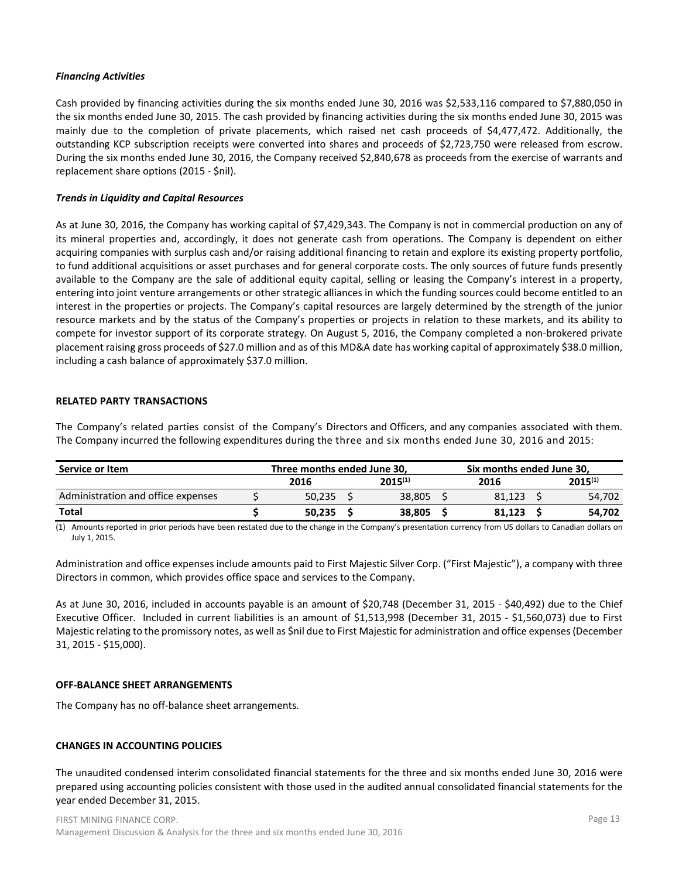***Financing Activities***

Cash provided by financing activities during the six months ended June 30, 2016 was $2,533,116 compared to $7,880,050 in the six months ended June 30, 2015. The cash provided by financing activities during the six months ended June 30, 2015 was mainly due to the completion of private placements, which raised net cash proceeds of $4,477,472. Additionally, the outstanding KCP subscription receipts were converted into shares and proceeds of $2,723,750 were released from escrow. During the six months ended June 30, 2016, the Company received $2,840,678 as proceeds from the exercise of warrants and replacement share options (2015 - $nil).

***Trends in Liquidity and Capital Resources***

As at June 30, 2016, the Company has working capital of $7,429,343. The Company is not in commercial production on any of its mineral properties and, accordingly, it does not generate cash from operations. The Company is dependent on either acquiring companies with surplus cash and/or raising additional financing to retain and explore its existing property portfolio, to fund additional acquisitions or asset purchases and for general corporate costs. The only sources of future funds presently available to the Company are the sale of additional equity capital, selling or leasing the Company's interest in a property, entering into joint venture arrangements or other strategic alliances in which the funding sources could become entitled to an interest in the properties or projects. The Company's capital resources are largely determined by the strength of the junior resource markets and by the status of the Company's properties or projects in relation to these markets, and its ability to compete for investor support of its corporate strategy. On August 5, 2016, the Company completed a non-brokered private placement raising gross proceeds of $27.0 million and as of this MD&A date has working capital of approximately $38.0 million, including a cash balance of approximately $37.0 million.

## RELATED PARTY TRANSACTIONS

The Company's related parties consist of the Company's Directors and Officers, and any companies associated with them. The Company incurred the following expenditures during the three and six months ended June 30, 2016 and 2015:

| **Service or Item** | **Three months ended June 30,** | | **Six months ended June 30,** | |
|---|---|---|---|---|
| | **2016** | **2015[(1)]** | **2016** | **2015[(1)]** |
| Administration and office expenses | $ 50,235 | $ 38,805 | $ 81,123 | $ 54,702 |
| **Total** | **$ 50,235** | **$ 38,805** | **$ 81,123** | **$ 54,702** |

(1) Amounts reported in prior periods have been restated due to the change in the Company's presentation currency from US dollars to Canadian dollars on July 1, 2015.

Administration and office expenses include amounts paid to First Majestic Silver Corp. ("First Majestic"), a company with three Directors in common, which provides office space and services to the Company.

As at June 30, 2016, included in accounts payable is an amount of $20,748 (December 31, 2015 - $40,492) due to the Chief Executive Officer. Included in current liabilities is an amount of $1,513,998 (December 31, 2015 - $1,560,073) due to First Majestic relating to the promissory notes, as well as $nil due to First Majestic for administration and office expenses (December 31, 2015 - $15,000).

## OFF-BALANCE SHEET ARRANGEMENTS

The Company has no off-balance sheet arrangements.

## CHANGES IN ACCOUNTING POLICIES

The unaudited condensed interim consolidated financial statements for the three and six months ended June 30, 2016 were prepared using accounting policies consistent with those used in the audited annual consolidated financial statements for the year ended December 31, 2015.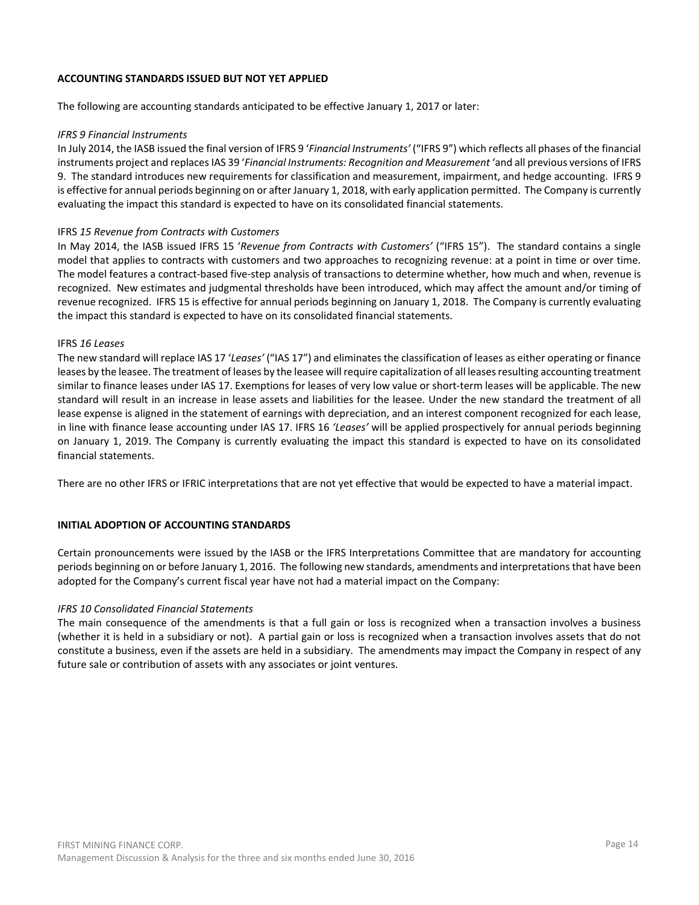## ACCOUNTING STANDARDS ISSUED BUT NOT YET APPLIED

The following are accounting standards anticipated to be effective January 1, 2017 or later:

*IFRS 9 Financial Instruments*

In July 2014, the IASB issued the final version of IFRS 9 '*Financial Instruments'* ("IFRS 9") which reflects all phases of the financial instruments project and replaces IAS 39 '*Financial Instruments: Recognition and Measurement* 'and all previous versions of IFRS 9. The standard introduces new requirements for classification and measurement, impairment, and hedge accounting. IFRS 9 is effective for annual periods beginning on or after January 1, 2018, with early application permitted. The Company is currently evaluating the impact this standard is expected to have on its consolidated financial statements.

IFRS *15 Revenue from Contracts with Customers*

In May 2014, the IASB issued IFRS 15 '*Revenue from Contracts with Customers'* ("IFRS 15"). The standard contains a single model that applies to contracts with customers and two approaches to recognizing revenue: at a point in time or over time. The model features a contract-based five-step analysis of transactions to determine whether, how much and when, revenue is recognized. New estimates and judgmental thresholds have been introduced, which may affect the amount and/or timing of revenue recognized. IFRS 15 is effective for annual periods beginning on January 1, 2018. The Company is currently evaluating the impact this standard is expected to have on its consolidated financial statements.

IFRS *16 Leases*

The new standard will replace IAS 17 '*Leases'* ("IAS 17") and eliminates the classification of leases as either operating or finance leases by the leasee. The treatment of leases by the leasee will require capitalization of all leases resulting accounting treatment similar to finance leases under IAS 17. Exemptions for leases of very low value or short-term leases will be applicable. The new standard will result in an increase in lease assets and liabilities for the leasee. Under the new standard the treatment of all lease expense is aligned in the statement of earnings with depreciation, and an interest component recognized for each lease, in line with finance lease accounting under IAS 17. IFRS 16 *'Leases'* will be applied prospectively for annual periods beginning on January 1, 2019. The Company is currently evaluating the impact this standard is expected to have on its consolidated financial statements.

There are no other IFRS or IFRIC interpretations that are not yet effective that would be expected to have a material impact.

## INITIAL ADOPTION OF ACCOUNTING STANDARDS

Certain pronouncements were issued by the IASB or the IFRS Interpretations Committee that are mandatory for accounting periods beginning on or before January 1, 2016. The following new standards, amendments and interpretations that have been adopted for the Company's current fiscal year have not had a material impact on the Company:

*IFRS 10 Consolidated Financial Statements*

The main consequence of the amendments is that a full gain or loss is recognized when a transaction involves a business (whether it is held in a subsidiary or not). A partial gain or loss is recognized when a transaction involves assets that do not constitute a business, even if the assets are held in a subsidiary. The amendments may impact the Company in respect of any future sale or contribution of assets with any associates or joint ventures.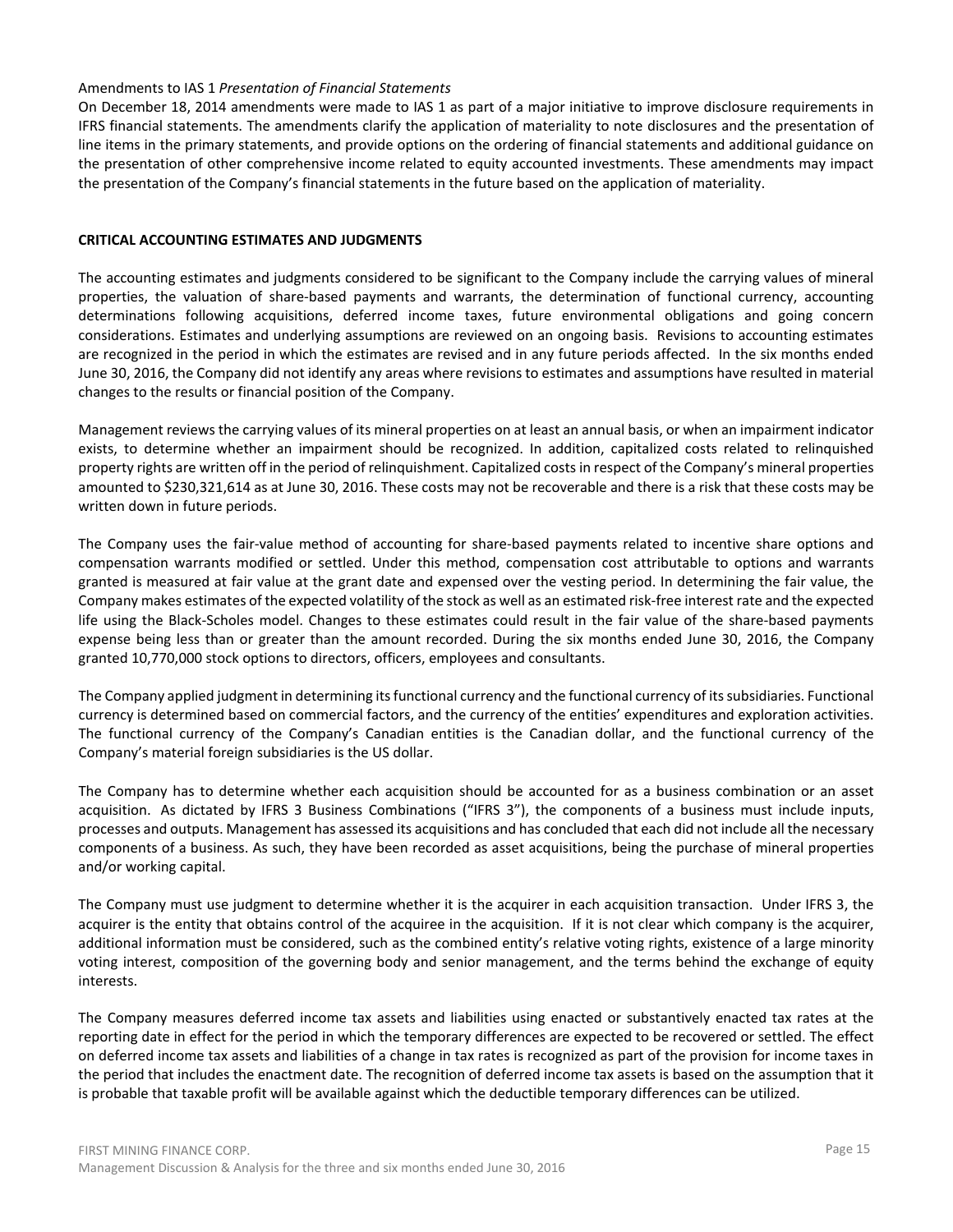Amendments to IAS 1 *Presentation of Financial Statements*
On December 18, 2014 amendments were made to IAS 1 as part of a major initiative to improve disclosure requirements in IFRS financial statements. The amendments clarify the application of materiality to note disclosures and the presentation of line items in the primary statements, and provide options on the ordering of financial statements and additional guidance on the presentation of other comprehensive income related to equity accounted investments. These amendments may impact the presentation of the Company's financial statements in the future based on the application of materiality.

## CRITICAL ACCOUNTING ESTIMATES AND JUDGMENTS

The accounting estimates and judgments considered to be significant to the Company include the carrying values of mineral properties, the valuation of share-based payments and warrants, the determination of functional currency, accounting determinations following acquisitions, deferred income taxes, future environmental obligations and going concern considerations. Estimates and underlying assumptions are reviewed on an ongoing basis. Revisions to accounting estimates are recognized in the period in which the estimates are revised and in any future periods affected. In the six months ended June 30, 2016, the Company did not identify any areas where revisions to estimates and assumptions have resulted in material changes to the results or financial position of the Company.

Management reviews the carrying values of its mineral properties on at least an annual basis, or when an impairment indicator exists, to determine whether an impairment should be recognized. In addition, capitalized costs related to relinquished property rights are written off in the period of relinquishment. Capitalized costs in respect of the Company's mineral properties amounted to $230,321,614 as at June 30, 2016. These costs may not be recoverable and there is a risk that these costs may be written down in future periods.

The Company uses the fair-value method of accounting for share-based payments related to incentive share options and compensation warrants modified or settled. Under this method, compensation cost attributable to options and warrants granted is measured at fair value at the grant date and expensed over the vesting period. In determining the fair value, the Company makes estimates of the expected volatility of the stock as well as an estimated risk-free interest rate and the expected life using the Black-Scholes model. Changes to these estimates could result in the fair value of the share-based payments expense being less than or greater than the amount recorded. During the six months ended June 30, 2016, the Company granted 10,770,000 stock options to directors, officers, employees and consultants.

The Company applied judgment in determining its functional currency and the functional currency of its subsidiaries. Functional currency is determined based on commercial factors, and the currency of the entities' expenditures and exploration activities. The functional currency of the Company's Canadian entities is the Canadian dollar, and the functional currency of the Company's material foreign subsidiaries is the US dollar.

The Company has to determine whether each acquisition should be accounted for as a business combination or an asset acquisition. As dictated by IFRS 3 Business Combinations ("IFRS 3"), the components of a business must include inputs, processes and outputs. Management has assessed its acquisitions and has concluded that each did not include all the necessary components of a business. As such, they have been recorded as asset acquisitions, being the purchase of mineral properties and/or working capital.

The Company must use judgment to determine whether it is the acquirer in each acquisition transaction. Under IFRS 3, the acquirer is the entity that obtains control of the acquiree in the acquisition. If it is not clear which company is the acquirer, additional information must be considered, such as the combined entity's relative voting rights, existence of a large minority voting interest, composition of the governing body and senior management, and the terms behind the exchange of equity interests.

The Company measures deferred income tax assets and liabilities using enacted or substantively enacted tax rates at the reporting date in effect for the period in which the temporary differences are expected to be recovered or settled. The effect on deferred income tax assets and liabilities of a change in tax rates is recognized as part of the provision for income taxes in the period that includes the enactment date. The recognition of deferred income tax assets is based on the assumption that it is probable that taxable profit will be available against which the deductible temporary differences can be utilized.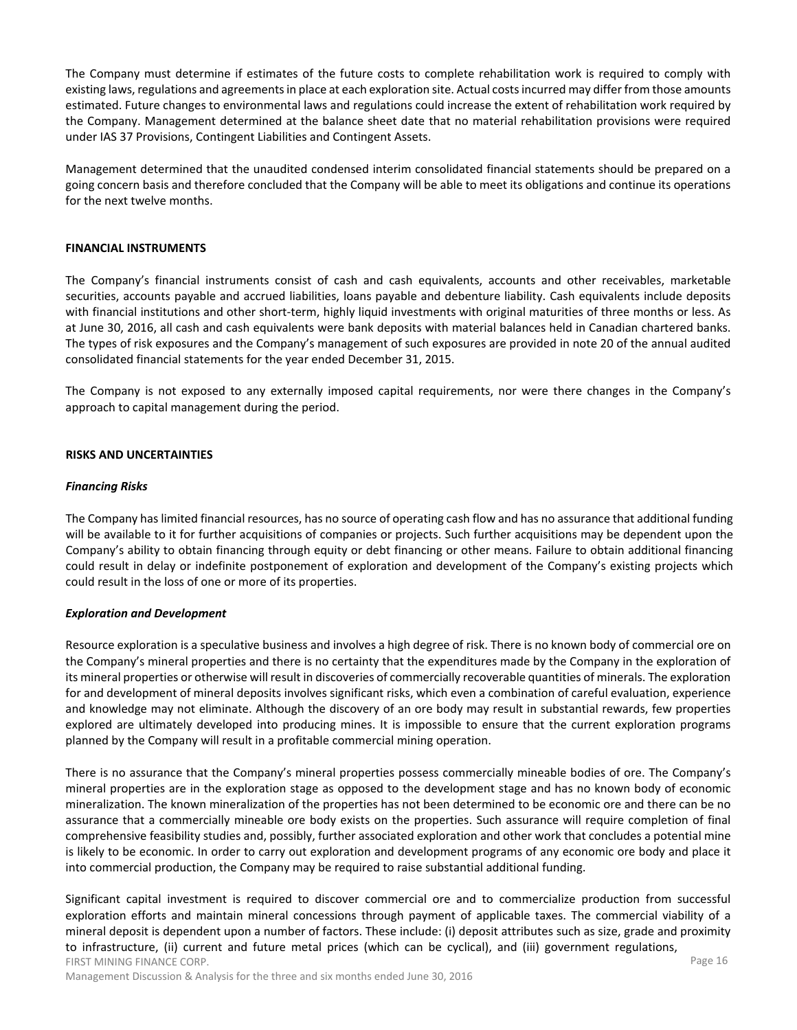The Company must determine if estimates of the future costs to complete rehabilitation work is required to comply with existing laws, regulations and agreements in place at each exploration site. Actual costs incurred may differ from those amounts estimated. Future changes to environmental laws and regulations could increase the extent of rehabilitation work required by the Company. Management determined at the balance sheet date that no material rehabilitation provisions were required under IAS 37 Provisions, Contingent Liabilities and Contingent Assets.

Management determined that the unaudited condensed interim consolidated financial statements should be prepared on a going concern basis and therefore concluded that the Company will be able to meet its obligations and continue its operations for the next twelve months.

## FINANCIAL INSTRUMENTS

The Company's financial instruments consist of cash and cash equivalents, accounts and other receivables, marketable securities, accounts payable and accrued liabilities, loans payable and debenture liability. Cash equivalents include deposits with financial institutions and other short-term, highly liquid investments with original maturities of three months or less. As at June 30, 2016, all cash and cash equivalents were bank deposits with material balances held in Canadian chartered banks. The types of risk exposures and the Company's management of such exposures are provided in note 20 of the annual audited consolidated financial statements for the year ended December 31, 2015.

The Company is not exposed to any externally imposed capital requirements, nor were there changes in the Company's approach to capital management during the period.

## RISKS AND UNCERTAINTIES

### *Financing Risks*

The Company has limited financial resources, has no source of operating cash flow and has no assurance that additional funding will be available to it for further acquisitions of companies or projects. Such further acquisitions may be dependent upon the Company's ability to obtain financing through equity or debt financing or other means. Failure to obtain additional financing could result in delay or indefinite postponement of exploration and development of the Company's existing projects which could result in the loss of one or more of its properties.

### *Exploration and Development*

Resource exploration is a speculative business and involves a high degree of risk. There is no known body of commercial ore on the Company's mineral properties and there is no certainty that the expenditures made by the Company in the exploration of its mineral properties or otherwise will result in discoveries of commercially recoverable quantities of minerals. The exploration for and development of mineral deposits involves significant risks, which even a combination of careful evaluation, experience and knowledge may not eliminate. Although the discovery of an ore body may result in substantial rewards, few properties explored are ultimately developed into producing mines. It is impossible to ensure that the current exploration programs planned by the Company will result in a profitable commercial mining operation.

There is no assurance that the Company's mineral properties possess commercially mineable bodies of ore. The Company's mineral properties are in the exploration stage as opposed to the development stage and has no known body of economic mineralization. The known mineralization of the properties has not been determined to be economic ore and there can be no assurance that a commercially mineable ore body exists on the properties. Such assurance will require completion of final comprehensive feasibility studies and, possibly, further associated exploration and other work that concludes a potential mine is likely to be economic. In order to carry out exploration and development programs of any economic ore body and place it into commercial production, the Company may be required to raise substantial additional funding.

Significant capital investment is required to discover commercial ore and to commercialize production from successful exploration efforts and maintain mineral concessions through payment of applicable taxes. The commercial viability of a mineral deposit is dependent upon a number of factors. These include: (i) deposit attributes such as size, grade and proximity to infrastructure, (ii) current and future metal prices (which can be cyclical), and (iii) government regulations,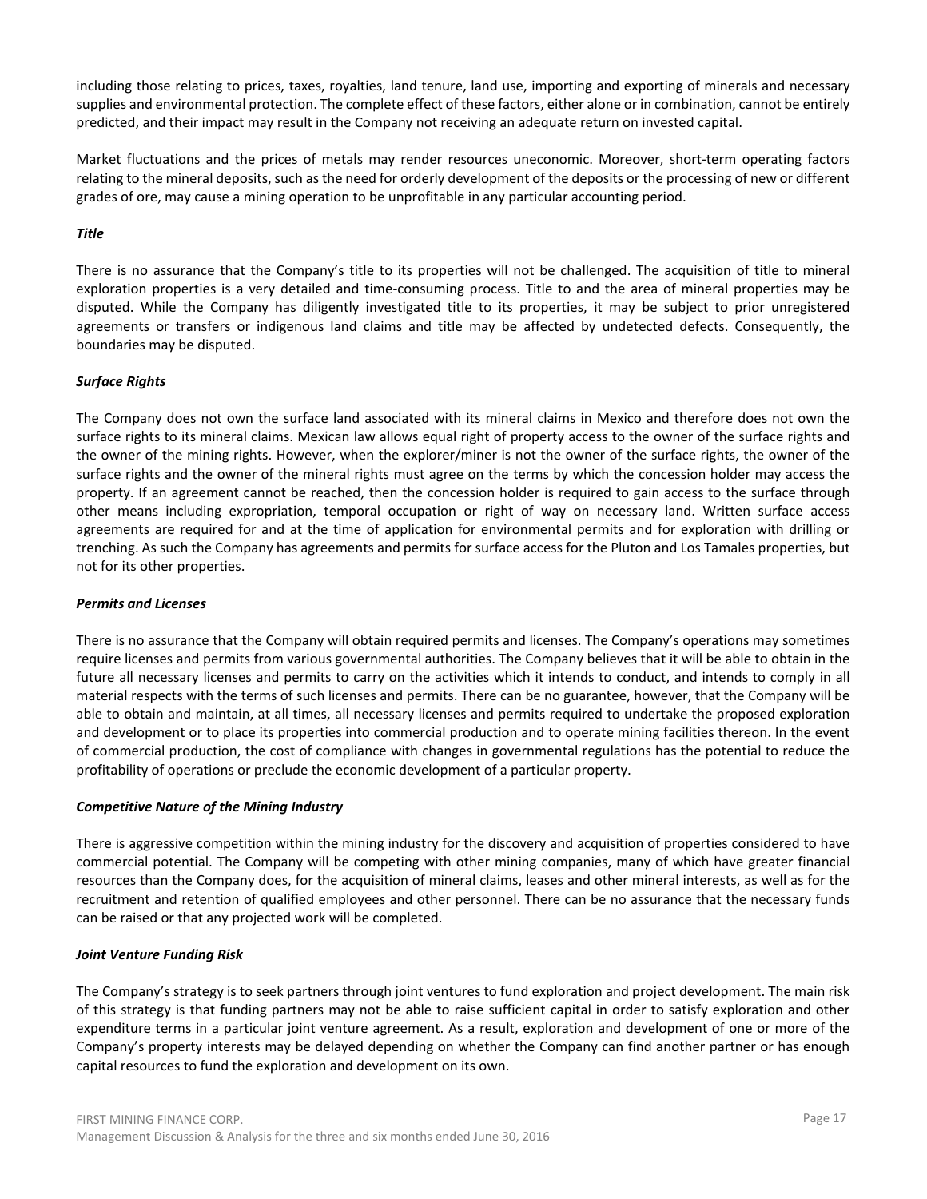including those relating to prices, taxes, royalties, land tenure, land use, importing and exporting of minerals and necessary supplies and environmental protection. The complete effect of these factors, either alone or in combination, cannot be entirely predicted, and their impact may result in the Company not receiving an adequate return on invested capital.

Market fluctuations and the prices of metals may render resources uneconomic. Moreover, short-term operating factors relating to the mineral deposits, such as the need for orderly development of the deposits or the processing of new or different grades of ore, may cause a mining operation to be unprofitable in any particular accounting period.

***Title***

There is no assurance that the Company's title to its properties will not be challenged. The acquisition of title to mineral exploration properties is a very detailed and time-consuming process. Title to and the area of mineral properties may be disputed. While the Company has diligently investigated title to its properties, it may be subject to prior unregistered agreements or transfers or indigenous land claims and title may be affected by undetected defects. Consequently, the boundaries may be disputed.

***Surface Rights***

The Company does not own the surface land associated with its mineral claims in Mexico and therefore does not own the surface rights to its mineral claims. Mexican law allows equal right of property access to the owner of the surface rights and the owner of the mining rights. However, when the explorer/miner is not the owner of the surface rights, the owner of the surface rights and the owner of the mineral rights must agree on the terms by which the concession holder may access the property. If an agreement cannot be reached, then the concession holder is required to gain access to the surface through other means including expropriation, temporal occupation or right of way on necessary land. Written surface access agreements are required for and at the time of application for environmental permits and for exploration with drilling or trenching. As such the Company has agreements and permits for surface access for the Pluton and Los Tamales properties, but not for its other properties.

***Permits and Licenses***

There is no assurance that the Company will obtain required permits and licenses. The Company's operations may sometimes require licenses and permits from various governmental authorities. The Company believes that it will be able to obtain in the future all necessary licenses and permits to carry on the activities which it intends to conduct, and intends to comply in all material respects with the terms of such licenses and permits. There can be no guarantee, however, that the Company will be able to obtain and maintain, at all times, all necessary licenses and permits required to undertake the proposed exploration and development or to place its properties into commercial production and to operate mining facilities thereon. In the event of commercial production, the cost of compliance with changes in governmental regulations has the potential to reduce the profitability of operations or preclude the economic development of a particular property.

***Competitive Nature of the Mining Industry***

There is aggressive competition within the mining industry for the discovery and acquisition of properties considered to have commercial potential. The Company will be competing with other mining companies, many of which have greater financial resources than the Company does, for the acquisition of mineral claims, leases and other mineral interests, as well as for the recruitment and retention of qualified employees and other personnel. There can be no assurance that the necessary funds can be raised or that any projected work will be completed.

***Joint Venture Funding Risk***

The Company's strategy is to seek partners through joint ventures to fund exploration and project development. The main risk of this strategy is that funding partners may not be able to raise sufficient capital in order to satisfy exploration and other expenditure terms in a particular joint venture agreement. As a result, exploration and development of one or more of the Company's property interests may be delayed depending on whether the Company can find another partner or has enough capital resources to fund the exploration and development on its own.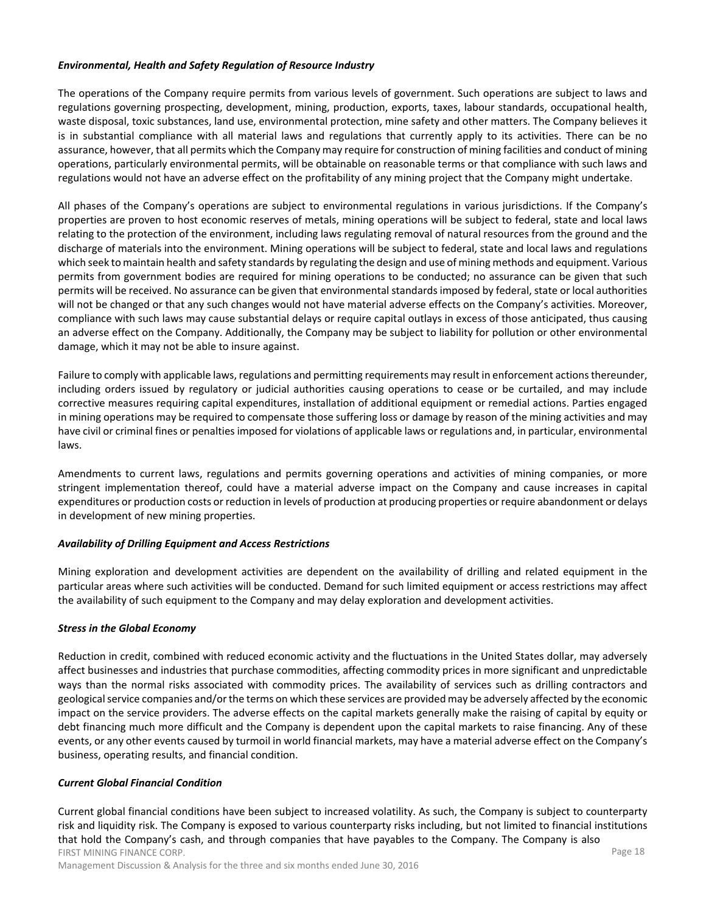***Environmental, Health and Safety Regulation of Resource Industry***

The operations of the Company require permits from various levels of government. Such operations are subject to laws and regulations governing prospecting, development, mining, production, exports, taxes, labour standards, occupational health, waste disposal, toxic substances, land use, environmental protection, mine safety and other matters. The Company believes it is in substantial compliance with all material laws and regulations that currently apply to its activities. There can be no assurance, however, that all permits which the Company may require for construction of mining facilities and conduct of mining operations, particularly environmental permits, will be obtainable on reasonable terms or that compliance with such laws and regulations would not have an adverse effect on the profitability of any mining project that the Company might undertake.

All phases of the Company's operations are subject to environmental regulations in various jurisdictions. If the Company's properties are proven to host economic reserves of metals, mining operations will be subject to federal, state and local laws relating to the protection of the environment, including laws regulating removal of natural resources from the ground and the discharge of materials into the environment. Mining operations will be subject to federal, state and local laws and regulations which seek to maintain health and safety standards by regulating the design and use of mining methods and equipment. Various permits from government bodies are required for mining operations to be conducted; no assurance can be given that such permits will be received. No assurance can be given that environmental standards imposed by federal, state or local authorities will not be changed or that any such changes would not have material adverse effects on the Company's activities. Moreover, compliance with such laws may cause substantial delays or require capital outlays in excess of those anticipated, thus causing an adverse effect on the Company. Additionally, the Company may be subject to liability for pollution or other environmental damage, which it may not be able to insure against.

Failure to comply with applicable laws, regulations and permitting requirements may result in enforcement actions thereunder, including orders issued by regulatory or judicial authorities causing operations to cease or be curtailed, and may include corrective measures requiring capital expenditures, installation of additional equipment or remedial actions. Parties engaged in mining operations may be required to compensate those suffering loss or damage by reason of the mining activities and may have civil or criminal fines or penalties imposed for violations of applicable laws or regulations and, in particular, environmental laws.

Amendments to current laws, regulations and permits governing operations and activities of mining companies, or more stringent implementation thereof, could have a material adverse impact on the Company and cause increases in capital expenditures or production costs or reduction in levels of production at producing properties or require abandonment or delays in development of new mining properties.

***Availability of Drilling Equipment and Access Restrictions***

Mining exploration and development activities are dependent on the availability of drilling and related equipment in the particular areas where such activities will be conducted. Demand for such limited equipment or access restrictions may affect the availability of such equipment to the Company and may delay exploration and development activities.

***Stress in the Global Economy***

Reduction in credit, combined with reduced economic activity and the fluctuations in the United States dollar, may adversely affect businesses and industries that purchase commodities, affecting commodity prices in more significant and unpredictable ways than the normal risks associated with commodity prices. The availability of services such as drilling contractors and geological service companies and/or the terms on which these services are provided may be adversely affected by the economic impact on the service providers. The adverse effects on the capital markets generally make the raising of capital by equity or debt financing much more difficult and the Company is dependent upon the capital markets to raise financing. Any of these events, or any other events caused by turmoil in world financial markets, may have a material adverse effect on the Company's business, operating results, and financial condition.

***Current Global Financial Condition***

Current global financial conditions have been subject to increased volatility. As such, the Company is subject to counterparty risk and liquidity risk. The Company is exposed to various counterparty risks including, but not limited to financial institutions that hold the Company's cash, and through companies that have payables to the Company. The Company is also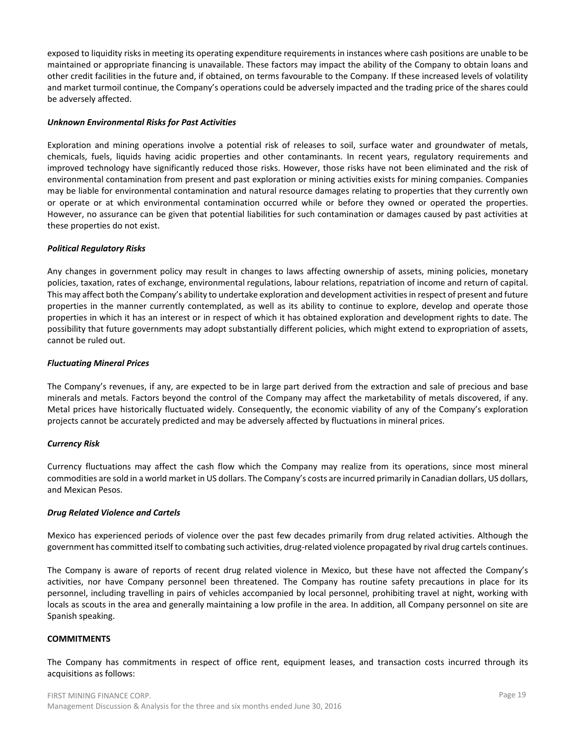exposed to liquidity risks in meeting its operating expenditure requirements in instances where cash positions are unable to be maintained or appropriate financing is unavailable. These factors may impact the ability of the Company to obtain loans and other credit facilities in the future and, if obtained, on terms favourable to the Company. If these increased levels of volatility and market turmoil continue, the Company's operations could be adversely impacted and the trading price of the shares could be adversely affected.

***Unknown Environmental Risks for Past Activities***

Exploration and mining operations involve a potential risk of releases to soil, surface water and groundwater of metals, chemicals, fuels, liquids having acidic properties and other contaminants. In recent years, regulatory requirements and improved technology have significantly reduced those risks. However, those risks have not been eliminated and the risk of environmental contamination from present and past exploration or mining activities exists for mining companies. Companies may be liable for environmental contamination and natural resource damages relating to properties that they currently own or operate or at which environmental contamination occurred while or before they owned or operated the properties. However, no assurance can be given that potential liabilities for such contamination or damages caused by past activities at these properties do not exist.

***Political Regulatory Risks***

Any changes in government policy may result in changes to laws affecting ownership of assets, mining policies, monetary policies, taxation, rates of exchange, environmental regulations, labour relations, repatriation of income and return of capital. This may affect both the Company's ability to undertake exploration and development activities in respect of present and future properties in the manner currently contemplated, as well as its ability to continue to explore, develop and operate those properties in which it has an interest or in respect of which it has obtained exploration and development rights to date. The possibility that future governments may adopt substantially different policies, which might extend to expropriation of assets, cannot be ruled out.

***Fluctuating Mineral Prices***

The Company's revenues, if any, are expected to be in large part derived from the extraction and sale of precious and base minerals and metals. Factors beyond the control of the Company may affect the marketability of metals discovered, if any. Metal prices have historically fluctuated widely. Consequently, the economic viability of any of the Company's exploration projects cannot be accurately predicted and may be adversely affected by fluctuations in mineral prices.

***Currency Risk***

Currency fluctuations may affect the cash flow which the Company may realize from its operations, since most mineral commodities are sold in a world market in US dollars. The Company's costs are incurred primarily in Canadian dollars, US dollars, and Mexican Pesos.

***Drug Related Violence and Cartels***

Mexico has experienced periods of violence over the past few decades primarily from drug related activities. Although the government has committed itself to combating such activities, drug-related violence propagated by rival drug cartels continues.

The Company is aware of reports of recent drug related violence in Mexico, but these have not affected the Company's activities, nor have Company personnel been threatened. The Company has routine safety precautions in place for its personnel, including travelling in pairs of vehicles accompanied by local personnel, prohibiting travel at night, working with locals as scouts in the area and generally maintaining a low profile in the area. In addition, all Company personnel on site are Spanish speaking.

**COMMITMENTS**

The Company has commitments in respect of office rent, equipment leases, and transaction costs incurred through its acquisitions as follows: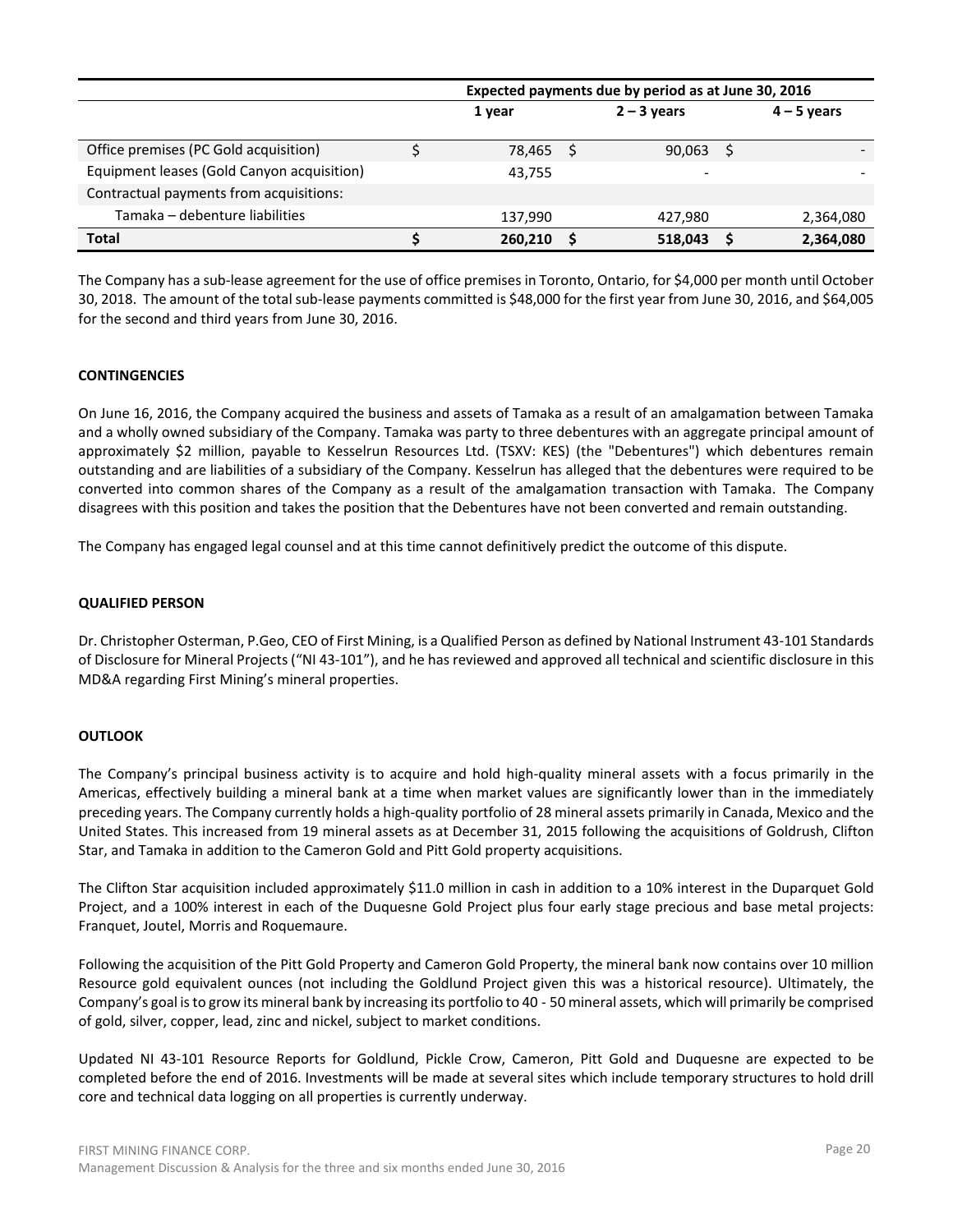| | Expected payments due by period as at June 30, 2016 | | |
|---|---|---|---|
| | 1 year | 2 – 3 years | 4 – 5 years |
| Office premises (PC Gold acquisition) | $ 78,465 | $ 90,063 | $ - |
| Equipment leases (Gold Canyon acquisition) | 43,755 | - | - |
| Contractual payments from acquisitions: | | | |
| Tamaka – debenture liabilities | 137,990 | 427,980 | 2,364,080 |
| **Total** | **$ 260,210** | **$ 518,043** | **$ 2,364,080** |

The Company has a sub-lease agreement for the use of office premises in Toronto, Ontario, for $4,000 per month until October 30, 2018. The amount of the total sub-lease payments committed is $48,000 for the first year from June 30, 2016, and $64,005 for the second and third years from June 30, 2016.

## CONTINGENCIES

On June 16, 2016, the Company acquired the business and assets of Tamaka as a result of an amalgamation between Tamaka and a wholly owned subsidiary of the Company. Tamaka was party to three debentures with an aggregate principal amount of approximately $2 million, payable to Kesselrun Resources Ltd. (TSXV: KES) (the "Debentures") which debentures remain outstanding and are liabilities of a subsidiary of the Company. Kesselrun has alleged that the debentures were required to be converted into common shares of the Company as a result of the amalgamation transaction with Tamaka. The Company disagrees with this position and takes the position that the Debentures have not been converted and remain outstanding.

The Company has engaged legal counsel and at this time cannot definitively predict the outcome of this dispute.

## QUALIFIED PERSON

Dr. Christopher Osterman, P.Geo, CEO of First Mining, is a Qualified Person as defined by National Instrument 43-101 Standards of Disclosure for Mineral Projects ("NI 43-101"), and he has reviewed and approved all technical and scientific disclosure in this MD&A regarding First Mining's mineral properties.

## OUTLOOK

The Company's principal business activity is to acquire and hold high-quality mineral assets with a focus primarily in the Americas, effectively building a mineral bank at a time when market values are significantly lower than in the immediately preceding years. The Company currently holds a high-quality portfolio of 28 mineral assets primarily in Canada, Mexico and the United States. This increased from 19 mineral assets as at December 31, 2015 following the acquisitions of Goldrush, Clifton Star, and Tamaka in addition to the Cameron Gold and Pitt Gold property acquisitions.

The Clifton Star acquisition included approximately $11.0 million in cash in addition to a 10% interest in the Duparquet Gold Project, and a 100% interest in each of the Duquesne Gold Project plus four early stage precious and base metal projects: Franquet, Joutel, Morris and Roquemaure.

Following the acquisition of the Pitt Gold Property and Cameron Gold Property, the mineral bank now contains over 10 million Resource gold equivalent ounces (not including the Goldlund Project given this was a historical resource). Ultimately, the Company's goal is to grow its mineral bank by increasing its portfolio to 40 - 50 mineral assets, which will primarily be comprised of gold, silver, copper, lead, zinc and nickel, subject to market conditions.

Updated NI 43-101 Resource Reports for Goldlund, Pickle Crow, Cameron, Pitt Gold and Duquesne are expected to be completed before the end of 2016. Investments will be made at several sites which include temporary structures to hold drill core and technical data logging on all properties is currently underway.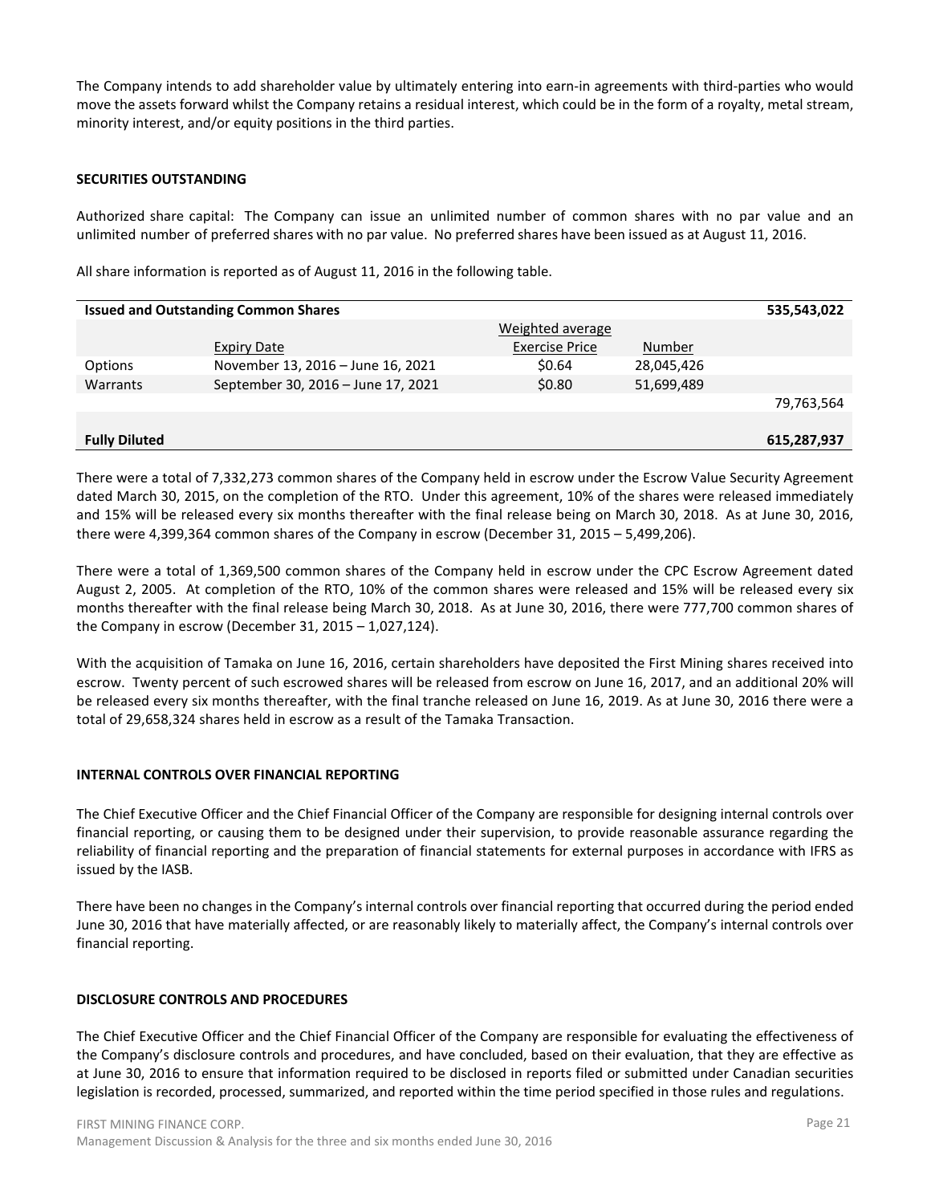The Company intends to add shareholder value by ultimately entering into earn-in agreements with third-parties who would move the assets forward whilst the Company retains a residual interest, which could be in the form of a royalty, metal stream, minority interest, and/or equity positions in the third parties.

## SECURITIES OUTSTANDING

Authorized share capital: The Company can issue an unlimited number of common shares with no par value and an unlimited number of preferred shares with no par value. No preferred shares have been issued as at August 11, 2016.

All share information is reported as of August 11, 2016 in the following table.

| **Issued and Outstanding Common Shares** | | | | **535,543,022** |
|---|---|---|---|---|
| | Expiry Date | Weighted average Exercise Price | Number | |
| Options | November 13, 2016 – June 16, 2021 | $0.64 | 28,045,426 | |
| Warrants | September 30, 2016 – June 17, 2021 | $0.80 | 51,699,489 | |
| | | | | 79,763,564 |
| **Fully Diluted** | | | | **615,287,937** |

There were a total of 7,332,273 common shares of the Company held in escrow under the Escrow Value Security Agreement dated March 30, 2015, on the completion of the RTO. Under this agreement, 10% of the shares were released immediately and 15% will be released every six months thereafter with the final release being on March 30, 2018. As at June 30, 2016, there were 4,399,364 common shares of the Company in escrow (December 31, 2015 – 5,499,206).

There were a total of 1,369,500 common shares of the Company held in escrow under the CPC Escrow Agreement dated August 2, 2005. At completion of the RTO, 10% of the common shares were released and 15% will be released every six months thereafter with the final release being March 30, 2018. As at June 30, 2016, there were 777,700 common shares of the Company in escrow (December 31, 2015 – 1,027,124).

With the acquisition of Tamaka on June 16, 2016, certain shareholders have deposited the First Mining shares received into escrow. Twenty percent of such escrowed shares will be released from escrow on June 16, 2017, and an additional 20% will be released every six months thereafter, with the final tranche released on June 16, 2019. As at June 30, 2016 there were a total of 29,658,324 shares held in escrow as a result of the Tamaka Transaction.

## INTERNAL CONTROLS OVER FINANCIAL REPORTING

The Chief Executive Officer and the Chief Financial Officer of the Company are responsible for designing internal controls over financial reporting, or causing them to be designed under their supervision, to provide reasonable assurance regarding the reliability of financial reporting and the preparation of financial statements for external purposes in accordance with IFRS as issued by the IASB.

There have been no changes in the Company's internal controls over financial reporting that occurred during the period ended June 30, 2016 that have materially affected, or are reasonably likely to materially affect, the Company's internal controls over financial reporting.

## DISCLOSURE CONTROLS AND PROCEDURES

The Chief Executive Officer and the Chief Financial Officer of the Company are responsible for evaluating the effectiveness of the Company's disclosure controls and procedures, and have concluded, based on their evaluation, that they are effective as at June 30, 2016 to ensure that information required to be disclosed in reports filed or submitted under Canadian securities legislation is recorded, processed, summarized, and reported within the time period specified in those rules and regulations.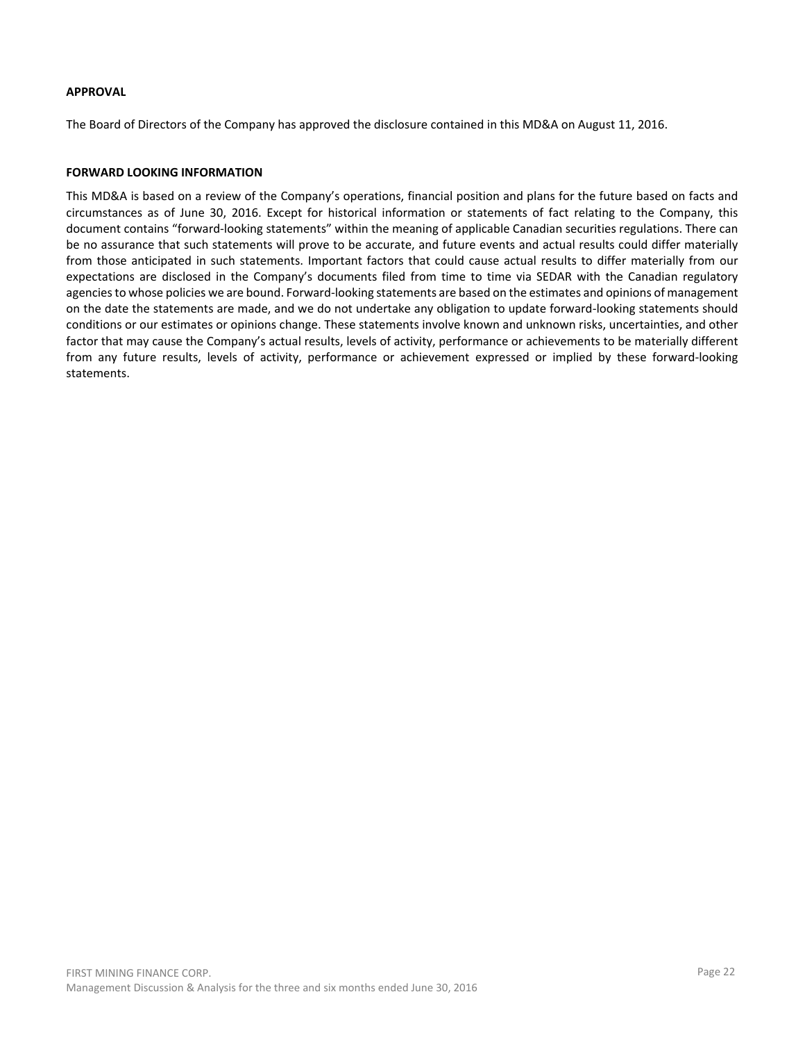**APPROVAL**

The Board of Directors of the Company has approved the disclosure contained in this MD&A on August 11, 2016.

**FORWARD LOOKING INFORMATION**

This MD&A is based on a review of the Company's operations, financial position and plans for the future based on facts and circumstances as of June 30, 2016. Except for historical information or statements of fact relating to the Company, this document contains "forward-looking statements" within the meaning of applicable Canadian securities regulations. There can be no assurance that such statements will prove to be accurate, and future events and actual results could differ materially from those anticipated in such statements. Important factors that could cause actual results to differ materially from our expectations are disclosed in the Company's documents filed from time to time via SEDAR with the Canadian regulatory agencies to whose policies we are bound. Forward-looking statements are based on the estimates and opinions of management on the date the statements are made, and we do not undertake any obligation to update forward-looking statements should conditions or our estimates or opinions change. These statements involve known and unknown risks, uncertainties, and other factor that may cause the Company's actual results, levels of activity, performance or achievements to be materially different from any future results, levels of activity, performance or achievement expressed or implied by these forward-looking statements.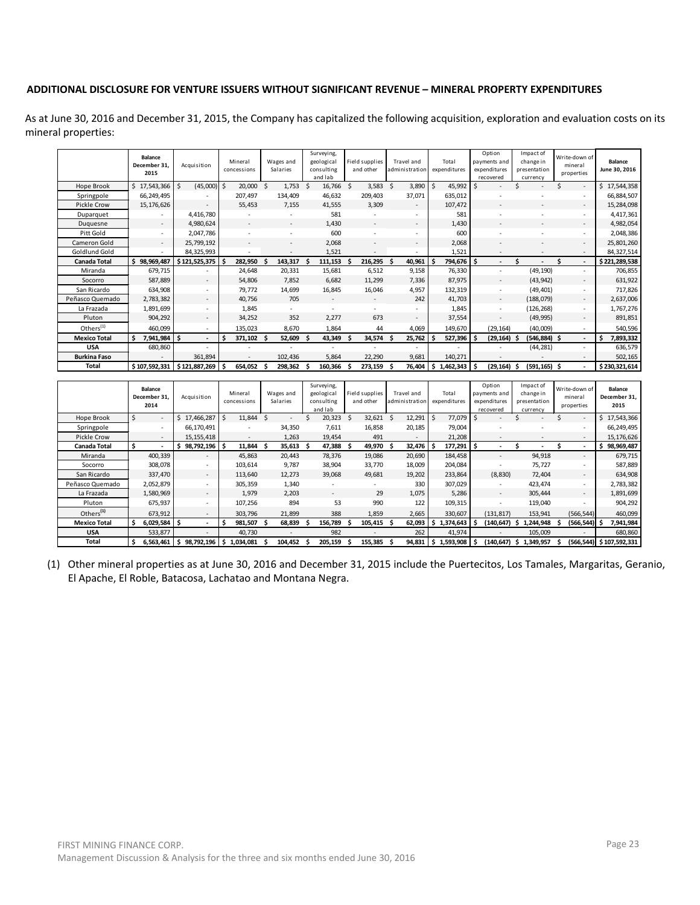**ADDITIONAL DISCLOSURE FOR VENTURE ISSUERS WITHOUT SIGNIFICANT REVENUE – MINERAL PROPERTY EXPENDITURES**

As at June 30, 2016 and December 31, 2015, the Company has capitalized the following acquisition, exploration and evaluation costs on its mineral properties:

| | Balance December 31, 2015 | Acquisition | Mineral concessions | Wages and Salaries | Surveying, geological consulting and lab | Field supplies and other | Travel and administration | Total expenditures | Option payments and expenditures recovered | Impact of change in presentation currency | Write-down of mineral properties | Balance June 30, 2016 |
|---|---|---|---|---|---|---|---|---|---|---|---|---|
| Hope Brook | $ 17,543,366 | $ (45,000) | $ 20,000 | $ 1,753 | $ 16,766 | $ 3,583 | $ 3,890 | $ 45,992 | $ - | $ - | $ - | $ 17,544,358 |
| Springpole | 66,249,495 | - | 207,497 | 134,409 | 46,632 | 209,403 | 37,071 | 635,012 | - | - | - | 66,884,507 |
| Pickle Crow | 15,176,626 | - | 55,453 | 7,155 | 41,555 | 3,309 | - | 107,472 | - | - | - | 15,284,098 |
| Duparquet | - | 4,416,780 | - | - | 581 | - | - | 581 | - | - | - | 4,417,361 |
| Duquesne | - | 4,980,624 | - | - | 1,430 | - | - | 1,430 | - | - | - | 4,982,054 |
| Pitt Gold | - | 2,047,786 | - | - | 600 | - | - | 600 | - | - | - | 2,048,386 |
| Cameron Gold | - | 25,799,192 | - | - | 2,068 | - | - | 2,068 | - | - | - | 25,801,260 |
| Goldlund Gold | - | 84,325,993 | - | - | 1,521 | - | - | 1,521 | - | - | - | 84,327,514 |
| **Canada Total** | **$ 98,969,487** | **$ 121,525,375** | **$ 282,950** | **$ 143,317** | **$ 111,153** | **$ 216,295** | **$ 40,961** | **$ 794,676** | **$ -** | **$ -** | **$ -** | **$ 221,289,538** |
| Miranda | 679,715 | - | 24,648 | 20,331 | 15,681 | 6,512 | 9,158 | 76,330 | - | (49,190) | - | 706,855 |
| Socorro | 587,889 | - | 54,806 | 7,852 | 6,682 | 11,299 | 7,336 | 87,975 | - | (43,942) | - | 631,922 |
| San Ricardo | 634,908 | - | 79,772 | 14,699 | 16,845 | 16,046 | 4,957 | 132,319 | - | (49,401) | - | 717,826 |
| Peñasco Quemado | 2,783,382 | - | 40,756 | 705 | - | - | 242 | 41,703 | - | (188,079) | - | 2,637,006 |
| La Frazada | 1,891,699 | - | 1,845 | - | - | - | - | 1,845 | - | (126,268) | - | 1,767,276 |
| Pluton | 904,292 | - | 34,252 | 352 | 2,277 | 673 | - | 37,554 | - | (49,995) | - | 891,851 |
| Others[(1)] | 460,099 | - | 135,023 | 8,670 | 1,864 | 44 | 4,069 | 149,670 | (29,164) | (40,009) | - | 540,596 |
| **Mexico Total** | **$ 7,941,984** | **$ -** | **$ 371,102** | **$ 52,609** | **$ 43,349** | **$ 34,574** | **$ 25,762** | **$ 527,396** | **$ (29,164)** | **$ (546,884)** | **$ -** | **$ 7,893,332** |
| **USA** | 680,860 | - | - | - | - | - | - | - | - | (44,281) | - | 636,579 |
| **Burkina Faso** | - | 361,894 | - | 102,436 | 5,864 | 22,290 | 9,681 | 140,271 | - | - | - | 502,165 |
| **Total** | **$ 107,592,331** | **$ 121,887,269** | **$ 654,052** | **$ 298,362** | **$ 160,366** | **$ 273,159** | **$ 76,404** | **$ 1,462,343** | **$ (29,164)** | **$ (591,165)** | **$ -** | **$ 230,321,614** |

| | Balance December 31, 2014 | Acquisition | Mineral concessions | Wages and Salaries | Surveying, geological consulting and lab | Field supplies and other | Travel and administration | Total expenditures | Option payments and expenditures recovered | Impact of change in presentation currency | Write-down of mineral properties | Balance December 31, 2015 |
|---|---|---|---|---|---|---|---|---|---|---|---|---|
| Hope Brook | $ - | $ 17,466,287 | $ 11,844 | $ - | $ 20,323 | $ 32,621 | $ 12,291 | $ 77,079 | $ - | $ - | $ - | $ 17,543,366 |
| Springpole | - | 66,170,491 | - | 34,350 | 7,611 | 16,858 | 20,185 | 79,004 | - | - | - | 66,249,495 |
| Pickle Crow | - | 15,155,418 | - | 1,263 | 19,454 | 491 | - | 21,208 | - | - | - | 15,176,626 |
| **Canada Total** | **$ -** | **$ 98,792,196** | **$ 11,844** | **$ 35,613** | **$ 47,388** | **$ 49,970** | **$ 32,476** | **$ 177,291** | **$ -** | **$ -** | **$ -** | **$ 98,969,487** |
| Miranda | 400,339 | - | 45,863 | 20,443 | 78,376 | 19,086 | 20,690 | 184,458 | - | 94,918 | - | 679,715 |
| Socorro | 308,078 | - | 103,614 | 9,787 | 38,904 | 33,770 | 18,009 | 204,084 | - | 75,727 | - | 587,889 |
| San Ricardo | 337,470 | - | 113,640 | 12,273 | 39,068 | 49,681 | 19,202 | 233,864 | (8,830) | 72,404 | - | 634,908 |
| Peñasco Quemado | 2,052,879 | - | 305,359 | 1,340 | - | - | 330 | 307,029 | - | 423,474 | - | 2,783,382 |
| La Frazada | 1,580,969 | - | 1,979 | 2,203 | - | 29 | 1,075 | 5,286 | - | 305,444 | - | 1,891,699 |
| Pluton | 675,937 | - | 107,256 | 894 | 53 | 990 | 122 | 109,315 | - | 119,040 | - | 904,292 |
| Others[(1)] | 673,912 | - | 303,796 | 21,899 | 388 | 1,859 | 2,665 | 330,607 | (131,817) | 153,941 | (566,544) | 460,099 |
| **Mexico Total** | **$ 6,029,584** | **$ -** | **$ 981,507** | **$ 68,839** | **$ 156,789** | **$ 105,415** | **$ 62,093** | **$ 1,374,643** | **$ (140,647)** | **$ 1,244,948** | **$ (566,544)** | **$ 7,941,984** |
| **USA** | 533,877 | - | 40,730 | - | 982 | - | 262 | 41,974 | - | 105,009 | - | 680,860 |
| **Total** | **$ 6,563,461** | **$ 98,792,196** | **$ 1,034,081** | **$ 104,452** | **$ 205,159** | **$ 155,385** | **$ 94,831** | **$ 1,593,908** | **$ (140,647)** | **$ 1,349,957** | **$ (566,544)** | **$ 107,592,331** |

(1) Other mineral properties as at June 30, 2016 and December 31, 2015 include the Puertecitos, Los Tamales, Margaritas, Geranio, El Apache, El Roble, Batacosa, Lachatao and Montana Negra.